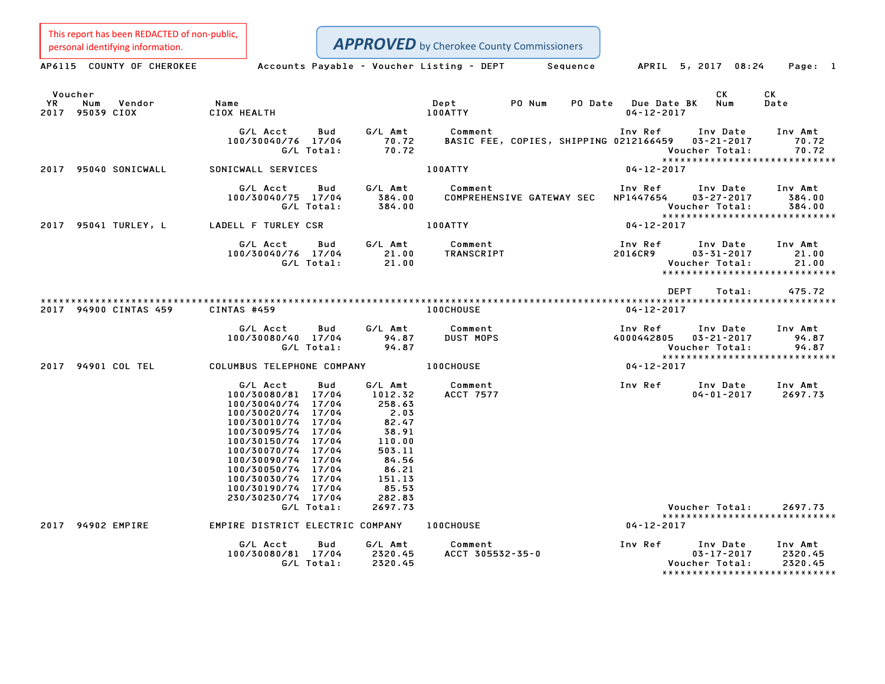This report has been REDACTED of non-public, personal identifying information.

**APPROVED** by Cherokee County Commissioners

AP6115 COUNTY OF CHEROKEE — Accounts Payable - Voucher Listing - DEPT Sequence — APRIL 5, 2017 08:24

| Voucher YR | Num | Vendor | Name | Dept | PO Num | PO Date | Due Date | BK | CK Num | CK Date |
|---|---|---|---|---|---|---|---|---|---|---|
| 2017 | 95039 | CIOX | CIOX HEALTH | 100ATTY | | | 04-12-2017 | | | |

| G/L Acct | Bud | G/L Amt | Comment | Inv Ref | Inv Date | Inv Amt |
|---|---|---|---|---|---|---|
| 100/30040/76 | 17/04 | 70.72 | BASIC FEE, COPIES, SHIPPING | 0212166459 | 03-21-2017 | 70.72 |
| | G/L Total: | 70.72 | | | Voucher Total: | 70.72 |

| Voucher YR | Num | Vendor | Name | Dept | PO Num | PO Date | Due Date | BK | CK Num | CK Date |
|---|---|---|---|---|---|---|---|---|---|---|
| 2017 | 95040 | SONICWALL | SONICWALL SERVICES | 100ATTY | | | 04-12-2017 | | | |

| G/L Acct | Bud | G/L Amt | Comment | Inv Ref | Inv Date | Inv Amt |
|---|---|---|---|---|---|---|
| 100/30040/75 | 17/04 | 384.00 | COMPREHENSIVE GATEWAY SEC | NP1447654 | 03-27-2017 | 384.00 |
| | G/L Total: | 384.00 | | | Voucher Total: | 384.00 |

| Voucher YR | Num | Vendor | Name | Dept | PO Num | PO Date | Due Date | BK | CK Num | CK Date |
|---|---|---|---|---|---|---|---|---|---|---|
| 2017 | 95041 | TURLEY, L | LADELL F TURLEY CSR | 100ATTY | | | 04-12-2017 | | | |

| G/L Acct | Bud | G/L Amt | Comment | Inv Ref | Inv Date | Inv Amt |
|---|---|---|---|---|---|---|
| 100/30040/76 | 17/04 | 21.00 | TRANSCRIPT | 2016CR9 | 03-31-2017 | 21.00 |
| | G/L Total: | 21.00 | | | Voucher Total: | 21.00 |

DEPT Total: 475.72

| Voucher YR | Num | Vendor | Name | Dept | PO Num | PO Date | Due Date | BK | CK Num | CK Date |
|---|---|---|---|---|---|---|---|---|---|---|
| 2017 | 94900 | CINTAS 459 | CINTAS #459 | 100CHOUSE | | | 04-12-2017 | | | |

| G/L Acct | Bud | G/L Amt | Comment | Inv Ref | Inv Date | Inv Amt |
|---|---|---|---|---|---|---|
| 100/30080/40 | 17/04 | 94.87 | DUST MOPS | 4000442805 | 03-21-2017 | 94.87 |
| | G/L Total: | 94.87 | | | Voucher Total: | 94.87 |

| Voucher YR | Num | Vendor | Name | Dept | PO Num | PO Date | Due Date | BK | CK Num | CK Date |
|---|---|---|---|---|---|---|---|---|---|---|
| 2017 | 94901 | COL TEL | COLUMBUS TELEPHONE COMPANY | 100CHOUSE | | | 04-12-2017 | | | |

| G/L Acct | Bud | G/L Amt | Comment | Inv Ref | Inv Date | Inv Amt |
|---|---|---|---|---|---|---|
| 100/30080/81 | 17/04 | 1012.32 | ACCT 7577 | | 04-01-2017 | 2697.73 |
| 100/30040/74 | 17/04 | 258.63 | | | | |
| 100/30020/74 | 17/04 | 2.03 | | | | |
| 100/30010/74 | 17/04 | 82.47 | | | | |
| 100/30095/74 | 17/04 | 38.91 | | | | |
| 100/30150/74 | 17/04 | 110.00 | | | | |
| 100/30070/74 | 17/04 | 503.11 | | | | |
| 100/30090/74 | 17/04 | 84.56 | | | | |
| 100/30050/74 | 17/04 | 86.21 | | | | |
| 100/30030/74 | 17/04 | 151.13 | | | | |
| 100/30190/74 | 17/04 | 85.53 | | | | |
| 230/30230/74 | 17/04 | 282.83 | | | | |
| | G/L Total: | 2697.73 | | | Voucher Total: | 2697.73 |

| Voucher YR | Num | Vendor | Name | Dept | PO Num | PO Date | Due Date | BK | CK Num | CK Date |
|---|---|---|---|---|---|---|---|---|---|---|
| 2017 | 94902 | EMPIRE | EMPIRE DISTRICT ELECTRIC COMPANY | 100CHOUSE | | | 04-12-2017 | | | |

| G/L Acct | Bud | G/L Amt | Comment | Inv Ref | Inv Date | Inv Amt |
|---|---|---|---|---|---|---|
| 100/30080/81 | 17/04 | 2320.45 | ACCT 305532-35-0 | | 03-17-2017 | 2320.45 |
| | G/L Total: | 2320.45 | | | Voucher Total: | 2320.45 |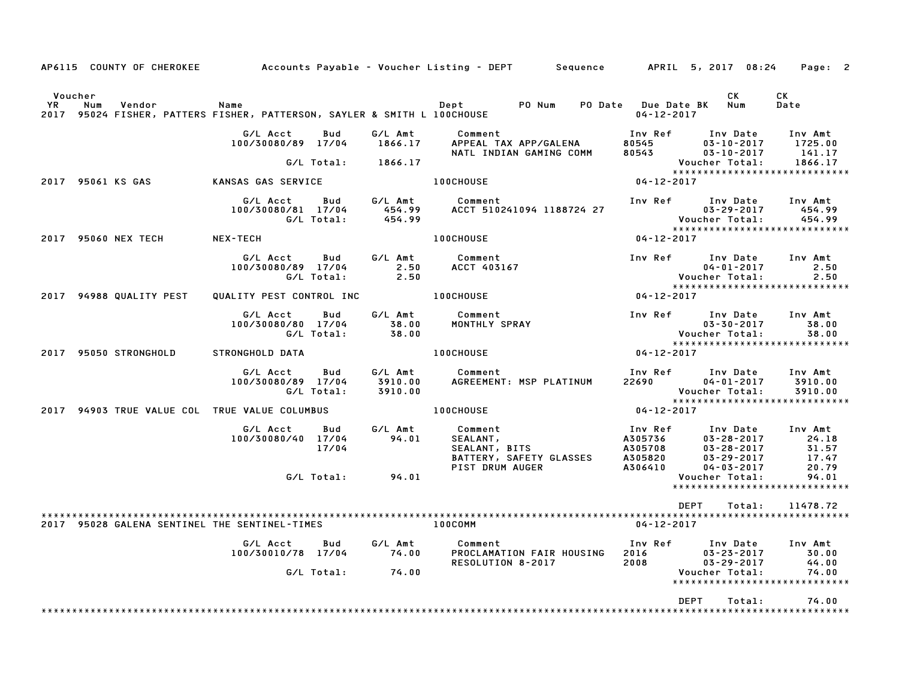AP6115 COUNTY OF CHEROKEE Accounts Payable - Voucher Listing - DEPT Sequence APRIL 5, 2017 08:24

| Voucher YR | Num | Vendor | Name | Dept | PO Num | PO Date | Due Date BK | CK Num | CK Date |
|---|---|---|---|---|---|---|---|---|---|
| 2017 | 95024 | FISHER, PATTERS | FISHER, PATTERSON, SAYLER & SMITH L | 100CHOUSE | | | 04-12-2017 | | |

| G/L Acct | Bud | G/L Amt | Comment | Inv Ref | Inv Date | Inv Amt |
|---|---|---|---|---|---|---|
| 100/30080/89 | 17/04 | 1866.17 | APPEAL TAX APP/GALENA | 80545 | 03-10-2017 | 1725.00 |
| | | | NATL INDIAN GAMING COMM | 80543 | 03-10-2017 | 141.17 |
| | G/L Total: | 1866.17 | | | Voucher Total: | 1866.17 |

****************************

| Voucher YR | Num | Vendor | Name | Dept | Due Date BK |
|---|---|---|---|---|---|
| 2017 | 95061 | KS GAS | KANSAS GAS SERVICE | 100CHOUSE | 04-12-2017 |

| G/L Acct | Bud | G/L Amt | Comment | Inv Ref | Inv Date | Inv Amt |
|---|---|---|---|---|---|---|
| 100/30080/81 | 17/04 | 454.99 | ACCT 510241094 1188724 27 | | 03-29-2017 | 454.99 |
| | G/L Total: | 454.99 | | | Voucher Total: | 454.99 |

****************************

| Voucher YR | Num | Vendor | Name | Dept | Due Date BK |
|---|---|---|---|---|---|
| 2017 | 95060 | NEX TECH | NEX-TECH | 100CHOUSE | 04-12-2017 |

| G/L Acct | Bud | G/L Amt | Comment | Inv Ref | Inv Date | Inv Amt |
|---|---|---|---|---|---|---|
| 100/30080/89 | 17/04 | 2.50 | ACCT 403167 | | 04-01-2017 | 2.50 |
| | G/L Total: | 2.50 | | | Voucher Total: | 2.50 |

****************************

| Voucher YR | Num | Vendor | Name | Dept | Due Date BK |
|---|---|---|---|---|---|
| 2017 | 94988 | QUALITY PEST | QUALITY PEST CONTROL INC | 100CHOUSE | 04-12-2017 |

| G/L Acct | Bud | G/L Amt | Comment | Inv Ref | Inv Date | Inv Amt |
|---|---|---|---|---|---|---|
| 100/30080/80 | 17/04 | 38.00 | MONTHLY SPRAY | | 03-30-2017 | 38.00 |
| | G/L Total: | 38.00 | | | Voucher Total: | 38.00 |

****************************

| Voucher YR | Num | Vendor | Name | Dept | Due Date BK |
|---|---|---|---|---|---|
| 2017 | 95050 | STRONGHOLD | STRONGHOLD DATA | 100CHOUSE | 04-12-2017 |

| G/L Acct | Bud | G/L Amt | Comment | Inv Ref | Inv Date | Inv Amt |
|---|---|---|---|---|---|---|
| 100/30080/89 | 17/04 | 3910.00 | AGREEMENT: MSP PLATINUM | 22690 | 04-01-2017 | 3910.00 |
| | G/L Total: | 3910.00 | | | Voucher Total: | 3910.00 |

****************************

| Voucher YR | Num | Vendor | Name | Dept | Due Date BK |
|---|---|---|---|---|---|
| 2017 | 94903 | TRUE VALUE COL | TRUE VALUE COLUMBUS | 100CHOUSE | 04-12-2017 |

| G/L Acct | Bud | G/L Amt | Comment | Inv Ref | Inv Date | Inv Amt |
|---|---|---|---|---|---|---|
| 100/30080/40 | 17/04 | 94.01 | SEALANT, | A305736 | 03-28-2017 | 24.18 |
| | 17/04 | | SEALANT, BITS | A305708 | 03-28-2017 | 31.57 |
| | | | BATTERY, SAFETY GLASSES | A305820 | 03-29-2017 | 17.47 |
| | | | PIST DRUM AUGER | A306410 | 04-03-2017 | 20.79 |
| | G/L Total: | 94.01 | | | Voucher Total: | 94.01 |

****************************

DEPT Total: 11478.72

****************************

| Voucher YR | Num | Vendor | Name | Dept | Due Date BK |
|---|---|---|---|---|---|
| 2017 | 95028 | GALENA SENTINEL | THE SENTINEL-TIMES | 100COMM | 04-12-2017 |

| G/L Acct | Bud | G/L Amt | Comment | Inv Ref | Inv Date | Inv Amt |
|---|---|---|---|---|---|---|
| 100/30010/78 | 17/04 | 74.00 | PROCLAMATION FAIR HOUSING | 2016 | 03-23-2017 | 30.00 |
| | | | RESOLUTION 8-2017 | 2008 | 03-29-2017 | 44.00 |
| | G/L Total: | 74.00 | | | Voucher Total: | 74.00 |

****************************

DEPT Total: 74.00

****************************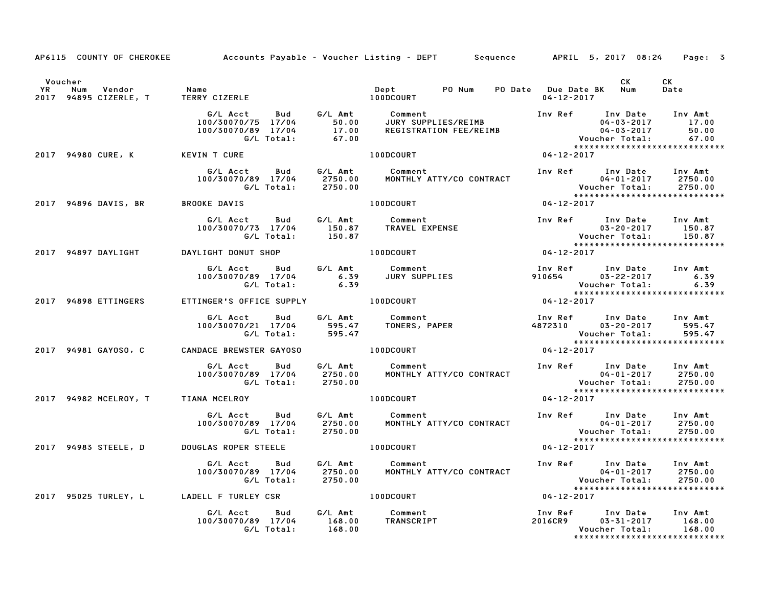AP6115 COUNTY OF CHEROKEE    Accounts Payable - Voucher Listing - DEPT    Sequence    APRIL 5, 2017 08:24

| Voucher YR | Num | Vendor | Name | Dept | PO Num | PO Date | Due Date BK | CK Num | CK Date |
|---|---|---|---|---|---|---|---|---|---|
| 2017 | 94895 | CIZERLE, T | TERRY CIZERLE | 100DCOURT | | | 04-12-2017 | | |

| G/L Acct | Bud | G/L Amt | Comment | Inv Ref | Inv Date | Inv Amt |
|---|---|---|---|---|---|---|
| 100/30070/75 | 17/04 | 50.00 | JURY SUPPLIES/REIMB | | 04-03-2017 | 17.00 |
| 100/30070/89 | 17/04 | 17.00 | REGISTRATION FEE/REIMB | | 04-03-2017 | 50.00 |
| | G/L Total: | 67.00 | | | Voucher Total: | 67.00 |

| Voucher YR | Num | Vendor | Name | Dept | PO Num | PO Date | Due Date BK | CK Num | CK Date |
|---|---|---|---|---|---|---|---|---|---|
| 2017 | 94980 | CURE, K | KEVIN T CURE | 100DCOURT | | | 04-12-2017 | | |

| G/L Acct | Bud | G/L Amt | Comment | Inv Ref | Inv Date | Inv Amt |
|---|---|---|---|---|---|---|
| 100/30070/89 | 17/04 | 2750.00 | MONTHLY ATTY/CO CONTRACT | | 04-01-2017 | 2750.00 |
| | G/L Total: | 2750.00 | | | Voucher Total: | 2750.00 |

| Voucher YR | Num | Vendor | Name | Dept | PO Num | PO Date | Due Date BK | CK Num | CK Date |
|---|---|---|---|---|---|---|---|---|---|
| 2017 | 94896 | DAVIS, BR | BROOKE DAVIS | 100DCOURT | | | 04-12-2017 | | |

| G/L Acct | Bud | G/L Amt | Comment | Inv Ref | Inv Date | Inv Amt |
|---|---|---|---|---|---|---|
| 100/30070/73 | 17/04 | 150.87 | TRAVEL EXPENSE | | 03-20-2017 | 150.87 |
| | G/L Total: | 150.87 | | | Voucher Total: | 150.87 |

| Voucher YR | Num | Vendor | Name | Dept | PO Num | PO Date | Due Date BK | CK Num | CK Date |
|---|---|---|---|---|---|---|---|---|---|
| 2017 | 94897 | DAYLIGHT | DAYLIGHT DONUT SHOP | 100DCOURT | | | 04-12-2017 | | |

| G/L Acct | Bud | G/L Amt | Comment | Inv Ref | Inv Date | Inv Amt |
|---|---|---|---|---|---|---|
| 100/30070/89 | 17/04 | 6.39 | JURY SUPPLIES | 910654 | 03-22-2017 | 6.39 |
| | G/L Total: | 6.39 | | | Voucher Total: | 6.39 |

| Voucher YR | Num | Vendor | Name | Dept | PO Num | PO Date | Due Date BK | CK Num | CK Date |
|---|---|---|---|---|---|---|---|---|---|
| 2017 | 94898 | ETTINGERS | ETTINGER'S OFFICE SUPPLY | 100DCOURT | | | 04-12-2017 | | |

| G/L Acct | Bud | G/L Amt | Comment | Inv Ref | Inv Date | Inv Amt |
|---|---|---|---|---|---|---|
| 100/30070/21 | 17/04 | 595.47 | TONERS, PAPER | 4872310 | 03-20-2017 | 595.47 |
| | G/L Total: | 595.47 | | | Voucher Total: | 595.47 |

| Voucher YR | Num | Vendor | Name | Dept | PO Num | PO Date | Due Date BK | CK Num | CK Date |
|---|---|---|---|---|---|---|---|---|---|
| 2017 | 94981 | GAYOSO, C | CANDACE BREWSTER GAYOSO | 100DCOURT | | | 04-12-2017 | | |

| G/L Acct | Bud | G/L Amt | Comment | Inv Ref | Inv Date | Inv Amt |
|---|---|---|---|---|---|---|
| 100/30070/89 | 17/04 | 2750.00 | MONTHLY ATTY/CO CONTRACT | | 04-01-2017 | 2750.00 |
| | G/L Total: | 2750.00 | | | Voucher Total: | 2750.00 |

| Voucher YR | Num | Vendor | Name | Dept | PO Num | PO Date | Due Date BK | CK Num | CK Date |
|---|---|---|---|---|---|---|---|---|---|
| 2017 | 94982 | MCELROY, T | TIANA MCELROY | 100DCOURT | | | 04-12-2017 | | |

| G/L Acct | Bud | G/L Amt | Comment | Inv Ref | Inv Date | Inv Amt |
|---|---|---|---|---|---|---|
| 100/30070/89 | 17/04 | 2750.00 | MONTHLY ATTY/CO CONTRACT | | 04-01-2017 | 2750.00 |
| | G/L Total: | 2750.00 | | | Voucher Total: | 2750.00 |

| Voucher YR | Num | Vendor | Name | Dept | PO Num | PO Date | Due Date BK | CK Num | CK Date |
|---|---|---|---|---|---|---|---|---|---|
| 2017 | 94983 | STEELE, D | DOUGLAS ROPER STEELE | 100DCOURT | | | 04-12-2017 | | |

| G/L Acct | Bud | G/L Amt | Comment | Inv Ref | Inv Date | Inv Amt |
|---|---|---|---|---|---|---|
| 100/30070/89 | 17/04 | 2750.00 | MONTHLY ATTY/CO CONTRACT | | 04-01-2017 | 2750.00 |
| | G/L Total: | 2750.00 | | | Voucher Total: | 2750.00 |

| Voucher YR | Num | Vendor | Name | Dept | PO Num | PO Date | Due Date BK | CK Num | CK Date |
|---|---|---|---|---|---|---|---|---|---|
| 2017 | 95025 | TURLEY, L | LADELL F TURLEY CSR | 100DCOURT | | | 04-12-2017 | | |

| G/L Acct | Bud | G/L Amt | Comment | Inv Ref | Inv Date | Inv Amt |
|---|---|---|---|---|---|---|
| 100/30070/89 | 17/04 | 168.00 | TRANSCRIPT | 2016CR9 | 03-31-2017 | 168.00 |
| | G/L Total: | 168.00 | | | Voucher Total: | 168.00 |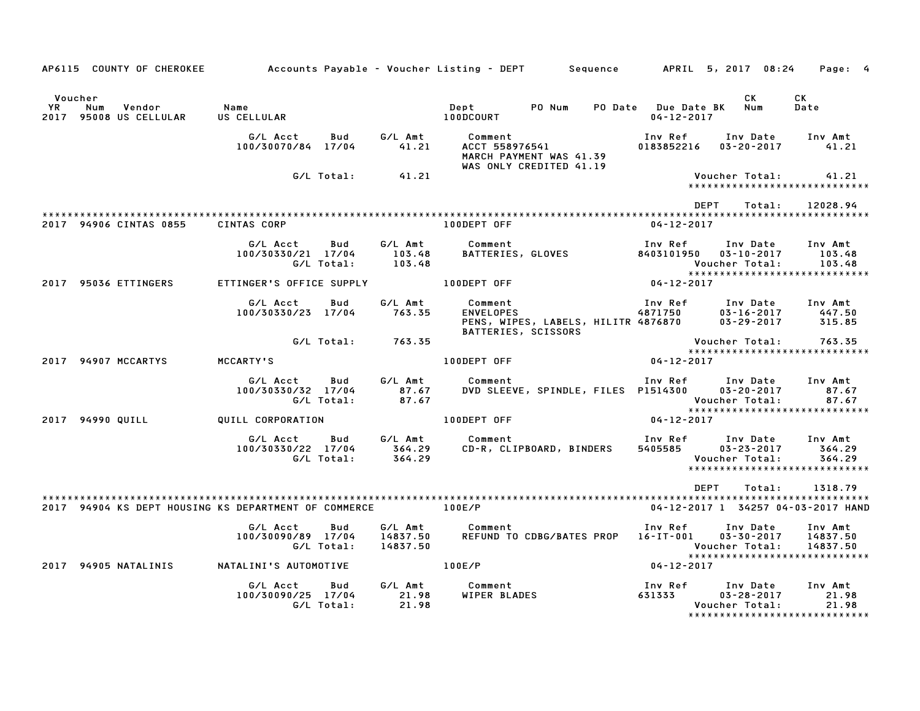AP6115 COUNTY OF CHEROKEE — Accounts Payable - Voucher Listing - DEPT — Sequence — APRIL 5, 2017 08:24

| Voucher YR | Num | Vendor | Name | Dept | PO Num | PO Date | Due Date | BK | CK Num | CK Date |
|---|---|---|---|---|---|---|---|---|---|---|
| 2017 | 95008 | US CELLULAR | US CELLULAR | 100DCOURT | | | 04-12-2017 | | | |

| G/L Acct | Bud | G/L Amt | Comment | Inv Ref | Inv Date | Inv Amt |
|---|---|---|---|---|---|---|
| 100/30070/84 | 17/04 | 41.21 | ACCT 558976541 MARCH PAYMENT WAS 41.39 WAS ONLY CREDITED 41.19 | 0183852216 | 03-20-2017 | 41.21 |
| | G/L Total: | 41.21 | | | Voucher Total: | 41.21 |

DEPT Total: 12028.94

| Voucher YR | Num | Vendor | Name | Dept | PO Num | PO Date | Due Date | BK | CK Num | CK Date |
|---|---|---|---|---|---|---|---|---|---|---|
| 2017 | 94906 | CINTAS 0855 | CINTAS CORP | 100DEPT OFF | | | 04-12-2017 | | | |

| G/L Acct | Bud | G/L Amt | Comment | Inv Ref | Inv Date | Inv Amt |
|---|---|---|---|---|---|---|
| 100/30330/21 | 17/04 | 103.48 | BATTERIES, GLOVES | 8403101950 | 03-10-2017 | 103.48 |
| | G/L Total: | 103.48 | | | Voucher Total: | 103.48 |

| Voucher YR | Num | Vendor | Name | Dept | PO Num | PO Date | Due Date | BK | CK Num | CK Date |
|---|---|---|---|---|---|---|---|---|---|---|
| 2017 | 95036 | ETTINGERS | ETTINGER'S OFFICE SUPPLY | 100DEPT OFF | | | 04-12-2017 | | | |

| G/L Acct | Bud | G/L Amt | Comment | Inv Ref | Inv Date | Inv Amt |
|---|---|---|---|---|---|---|
| 100/30330/23 | 17/04 | 763.35 | ENVELOPES | 4871750 | 03-16-2017 | 447.50 |
| | | | PENS, WIPES, LABELS, HILITR BATTERIES, SCISSORS | 4876870 | 03-29-2017 | 315.85 |
| | G/L Total: | 763.35 | | | Voucher Total: | 763.35 |

| Voucher YR | Num | Vendor | Name | Dept | PO Num | PO Date | Due Date | BK | CK Num | CK Date |
|---|---|---|---|---|---|---|---|---|---|---|
| 2017 | 94907 | MCCARTYS | MCCARTY'S | 100DEPT OFF | | | 04-12-2017 | | | |

| G/L Acct | Bud | G/L Amt | Comment | Inv Ref | Inv Date | Inv Amt |
|---|---|---|---|---|---|---|
| 100/30330/32 | 17/04 | 87.67 | DVD SLEEVE, SPINDLE, FILES | P1514300 | 03-20-2017 | 87.67 |
| | G/L Total: | 87.67 | | | Voucher Total: | 87.67 |

| Voucher YR | Num | Vendor | Name | Dept | PO Num | PO Date | Due Date | BK | CK Num | CK Date |
|---|---|---|---|---|---|---|---|---|---|---|
| 2017 | 94990 | QUILL | QUILL CORPORATION | 100DEPT OFF | | | 04-12-2017 | | | |

| G/L Acct | Bud | G/L Amt | Comment | Inv Ref | Inv Date | Inv Amt |
|---|---|---|---|---|---|---|
| 100/30330/22 | 17/04 | 364.29 | CD-R, CLIPBOARD, BINDERS | 5405585 | 03-23-2017 | 364.29 |
| | G/L Total: | 364.29 | | | Voucher Total: | 364.29 |

DEPT Total: 1318.79

| Voucher YR | Num | Vendor | Name | Dept | PO Num | PO Date | Due Date | BK | CK Num | CK Date |
|---|---|---|---|---|---|---|---|---|---|---|
| 2017 | 94904 | KS DEPT HOUSING | KS DEPARTMENT OF COMMERCE | 100E/P | | | 04-12-2017 | 1 | 34257 | 04-03-2017 HAND |

| G/L Acct | Bud | G/L Amt | Comment | Inv Ref | Inv Date | Inv Amt |
|---|---|---|---|---|---|---|
| 100/30090/89 | 17/04 | 14837.50 | REFUND TO CDBG/BATES PROP | 16-IT-001 | 03-30-2017 | 14837.50 |
| | G/L Total: | 14837.50 | | | Voucher Total: | 14837.50 |

| Voucher YR | Num | Vendor | Name | Dept | PO Num | PO Date | Due Date | BK | CK Num | CK Date |
|---|---|---|---|---|---|---|---|---|---|---|
| 2017 | 94905 | NATALINIS | NATALINI'S AUTOMOTIVE | 100E/P | | | 04-12-2017 | | | |

| G/L Acct | Bud | G/L Amt | Comment | Inv Ref | Inv Date | Inv Amt |
|---|---|---|---|---|---|---|
| 100/30090/25 | 17/04 | 21.98 | WIPER BLADES | 631333 | 03-28-2017 | 21.98 |
| | G/L Total: | 21.98 | | | Voucher Total: | 21.98 |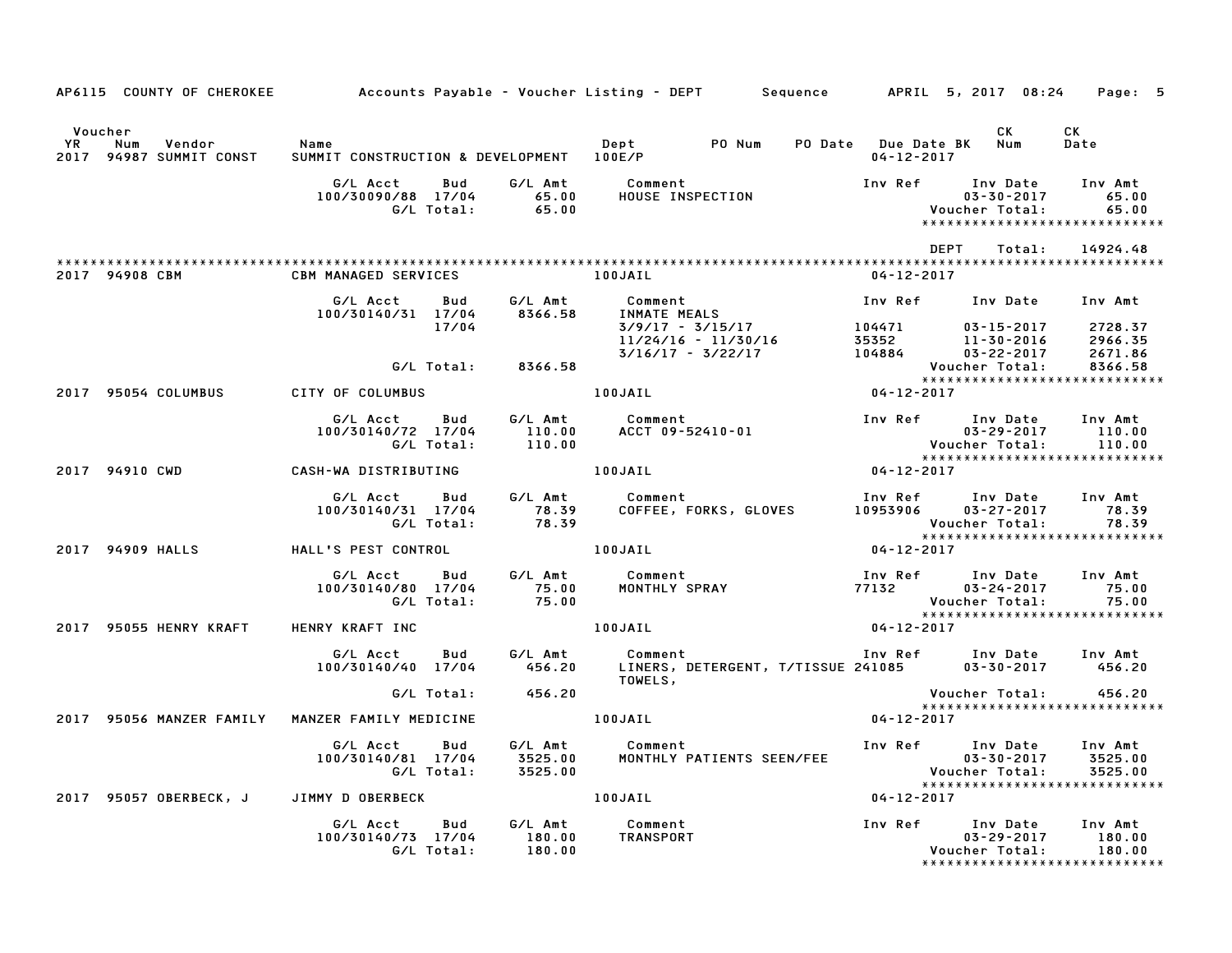AP6115 COUNTY OF CHEROKEE — Accounts Payable - Voucher Listing - DEPT — Sequence — APRIL 5, 2017 08:24 — Page: 5

| Voucher YR | Num | Vendor | Name | Dept | PO Num | PO Date | Due Date BK | CK Num | CK Date |
|---|---|---|---|---|---|---|---|---|---|
| 2017 | 94987 | SUMMIT CONST | SUMMIT CONSTRUCTION & DEVELOPMENT | 100E/P | | | 04-12-2017 | | |

| G/L Acct | Bud | G/L Amt | Comment | Inv Ref | Inv Date | Inv Amt |
|---|---|---|---|---|---|---|
| 100/30090/88 | 17/04 | 65.00 | HOUSE INSPECTION | | 03-30-2017 | 65.00 |
| | G/L Total: | 65.00 | | | Voucher Total: | 65.00 |

DEPT Total: 14924.48

| Voucher YR | Num | Vendor | Name | Dept | Due Date BK |
|---|---|---|---|---|---|
| 2017 | 94908 | CBM | CBM MANAGED SERVICES | 100JAIL | 04-12-2017 |

| G/L Acct | Bud | G/L Amt | Comment | Inv Ref | Inv Date | Inv Amt |
|---|---|---|---|---|---|---|
| 100/30140/31 | 17/04 | 8366.58 | INMATE MEALS | | | |
| | 17/04 | | 3/9/17 - 3/15/17 | 104471 | 03-15-2017 | 2728.37 |
| | | | 11/24/16 - 11/30/16 | 35352 | 11-30-2016 | 2966.35 |
| | | | 3/16/17 - 3/22/17 | 104884 | 03-22-2017 | 2671.86 |
| | G/L Total: | 8366.58 | | | Voucher Total: | 8366.58 |

| Voucher YR | Num | Vendor | Name | Dept | Due Date BK |
|---|---|---|---|---|---|
| 2017 | 95054 | COLUMBUS | CITY OF COLUMBUS | 100JAIL | 04-12-2017 |

| G/L Acct | Bud | G/L Amt | Comment | Inv Ref | Inv Date | Inv Amt |
|---|---|---|---|---|---|---|
| 100/30140/72 | 17/04 | 110.00 | ACCT 09-52410-01 | | 03-29-2017 | 110.00 |
| | G/L Total: | 110.00 | | | Voucher Total: | 110.00 |

| Voucher YR | Num | Vendor | Name | Dept | Due Date BK |
|---|---|---|---|---|---|
| 2017 | 94910 | CWD | CASH-WA DISTRIBUTING | 100JAIL | 04-12-2017 |

| G/L Acct | Bud | G/L Amt | Comment | Inv Ref | Inv Date | Inv Amt |
|---|---|---|---|---|---|---|
| 100/30140/31 | 17/04 | 78.39 | COFFEE, FORKS, GLOVES | 10953906 | 03-27-2017 | 78.39 |
| | G/L Total: | 78.39 | | | Voucher Total: | 78.39 |

| Voucher YR | Num | Vendor | Name | Dept | Due Date BK |
|---|---|---|---|---|---|
| 2017 | 94909 | HALLS | HALL'S PEST CONTROL | 100JAIL | 04-12-2017 |

| G/L Acct | Bud | G/L Amt | Comment | Inv Ref | Inv Date | Inv Amt |
|---|---|---|---|---|---|---|
| 100/30140/80 | 17/04 | 75.00 | MONTHLY SPRAY | 77132 | 03-24-2017 | 75.00 |
| | G/L Total: | 75.00 | | | Voucher Total: | 75.00 |

| Voucher YR | Num | Vendor | Name | Dept | Due Date BK |
|---|---|---|---|---|---|
| 2017 | 95055 | HENRY KRAFT | HENRY KRAFT INC | 100JAIL | 04-12-2017 |

| G/L Acct | Bud | G/L Amt | Comment | Inv Ref | Inv Date | Inv Amt |
|---|---|---|---|---|---|---|
| 100/30140/40 | 17/04 | 456.20 | LINERS, DETERGENT, T/TISSUE TOWELS, | 241085 | 03-30-2017 | 456.20 |
| | G/L Total: | 456.20 | | | Voucher Total: | 456.20 |

| Voucher YR | Num | Vendor | Name | Dept | Due Date BK |
|---|---|---|---|---|---|
| 2017 | 95056 | MANZER FAMILY | MANZER FAMILY MEDICINE | 100JAIL | 04-12-2017 |

| G/L Acct | Bud | G/L Amt | Comment | Inv Ref | Inv Date | Inv Amt |
|---|---|---|---|---|---|---|
| 100/30140/81 | 17/04 | 3525.00 | MONTHLY PATIENTS SEEN/FEE | | 03-30-2017 | 3525.00 |
| | G/L Total: | 3525.00 | | | Voucher Total: | 3525.00 |

| Voucher YR | Num | Vendor | Name | Dept | Due Date BK |
|---|---|---|---|---|---|
| 2017 | 95057 | OBERBECK, J | JIMMY D OBERBECK | 100JAIL | 04-12-2017 |

| G/L Acct | Bud | G/L Amt | Comment | Inv Ref | Inv Date | Inv Amt |
|---|---|---|---|---|---|---|
| 100/30140/73 | 17/04 | 180.00 | TRANSPORT | | 03-29-2017 | 180.00 |
| | G/L Total: | 180.00 | | | Voucher Total: | 180.00 |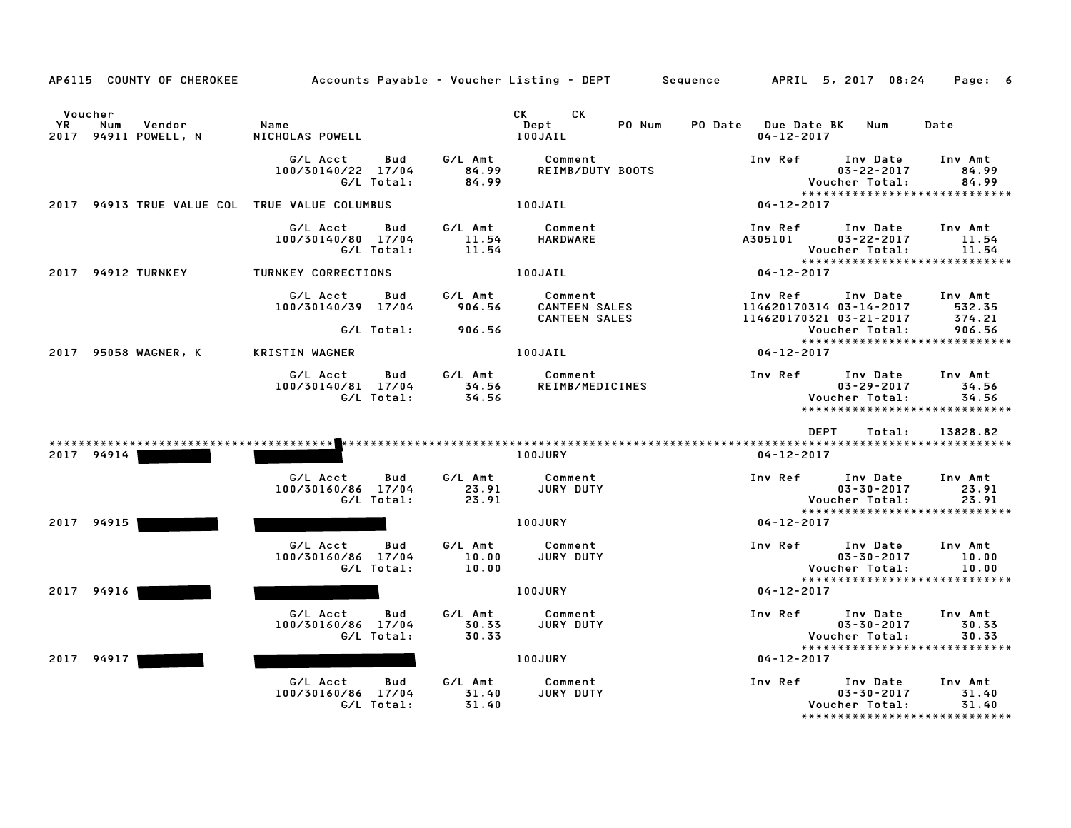AP6115 COUNTY OF CHEROKEE Accounts Payable - Voucher Listing - DEPT Sequence APRIL 5, 2017 08:24 Page: 6

| Voucher YR | Num | Vendor | Name | CK Dept | CK | PO Num | PO Date | Due Date BK | Num | Date |
|---|---|---|---|---|---|---|---|---|---|---|
| 2017 | 94911 | POWELL, N | NICHOLAS POWELL | 100JAIL | | | | 04-12-2017 | | |

| G/L Acct | Bud | G/L Amt | Comment | Inv Ref | Inv Date | Inv Amt |
|---|---|---|---|---|---|---|
| 100/30140/22 | 17/04 | 84.99 | REIMB/DUTY BOOTS | | 03-22-2017 | 84.99 |
| | G/L Total: | 84.99 | | | Voucher Total: | 84.99 |

****************************

| YR | Num | Vendor | Name | Dept | Due Date |
|---|---|---|---|---|---|
| 2017 | 94913 | TRUE VALUE COL | TRUE VALUE COLUMBUS | 100JAIL | 04-12-2017 |

| G/L Acct | Bud | G/L Amt | Comment | Inv Ref | Inv Date | Inv Amt |
|---|---|---|---|---|---|---|
| 100/30140/80 | 17/04 | 11.54 | HARDWARE | A305101 | 03-22-2017 | 11.54 |
| | G/L Total: | 11.54 | | | Voucher Total: | 11.54 |

****************************

| YR | Num | Vendor | Name | Dept | Due Date |
|---|---|---|---|---|---|
| 2017 | 94912 | TURNKEY | TURNKEY CORRECTIONS | 100JAIL | 04-12-2017 |

| G/L Acct | Bud | G/L Amt | Comment | Inv Ref | Inv Date | Inv Amt |
|---|---|---|---|---|---|---|
| 100/30140/39 | 17/04 | 906.56 | CANTEEN SALES | 114620170314 | 03-14-2017 | 532.35 |
| | | | CANTEEN SALES | 114620170321 | 03-21-2017 | 374.21 |
| | G/L Total: | 906.56 | | | Voucher Total: | 906.56 |

****************************

| YR | Num | Vendor | Name | Dept | Due Date |
|---|---|---|---|---|---|
| 2017 | 95058 | WAGNER, K | KRISTIN WAGNER | 100JAIL | 04-12-2017 |

| G/L Acct | Bud | G/L Amt | Comment | Inv Ref | Inv Date | Inv Amt |
|---|---|---|---|---|---|---|
| 100/30140/81 | 17/04 | 34.56 | REIMB/MEDICINES | | 03-29-2017 | 34.56 |
| | G/L Total: | 34.56 | | | Voucher Total: | 34.56 |

****************************

DEPT Total: 13828.82

****************************

| YR | Num | Vendor | Name | Dept | Due Date |
|---|---|---|---|---|---|
| 2017 | 94914 | [REDACTED] | [REDACTED] | 100JURY | 04-12-2017 |

| G/L Acct | Bud | G/L Amt | Comment | Inv Ref | Inv Date | Inv Amt |
|---|---|---|---|---|---|---|
| 100/30160/86 | 17/04 | 23.91 | JURY DUTY | | 03-30-2017 | 23.91 |
| | G/L Total: | 23.91 | | | Voucher Total: | 23.91 |

****************************

| YR | Num | Vendor | Name | Dept | Due Date |
|---|---|---|---|---|---|
| 2017 | 94915 | [REDACTED] | [REDACTED] | 100JURY | 04-12-2017 |

| G/L Acct | Bud | G/L Amt | Comment | Inv Ref | Inv Date | Inv Amt |
|---|---|---|---|---|---|---|
| 100/30160/86 | 17/04 | 10.00 | JURY DUTY | | 03-30-2017 | 10.00 |
| | G/L Total: | 10.00 | | | Voucher Total: | 10.00 |

****************************

| YR | Num | Vendor | Name | Dept | Due Date |
|---|---|---|---|---|---|
| 2017 | 94916 | [REDACTED] | [REDACTED] | 100JURY | 04-12-2017 |

| G/L Acct | Bud | G/L Amt | Comment | Inv Ref | Inv Date | Inv Amt |
|---|---|---|---|---|---|---|
| 100/30160/86 | 17/04 | 30.33 | JURY DUTY | | 03-30-2017 | 30.33 |
| | G/L Total: | 30.33 | | | Voucher Total: | 30.33 |

****************************

| YR | Num | Vendor | Name | Dept | Due Date |
|---|---|---|---|---|---|
| 2017 | 94917 | [REDACTED] | [REDACTED] | 100JURY | 04-12-2017 |

| G/L Acct | Bud | G/L Amt | Comment | Inv Ref | Inv Date | Inv Amt |
|---|---|---|---|---|---|---|
| 100/30160/86 | 17/04 | 31.40 | JURY DUTY | | 03-30-2017 | 31.40 |
| | G/L Total: | 31.40 | | | Voucher Total: | 31.40 |

****************************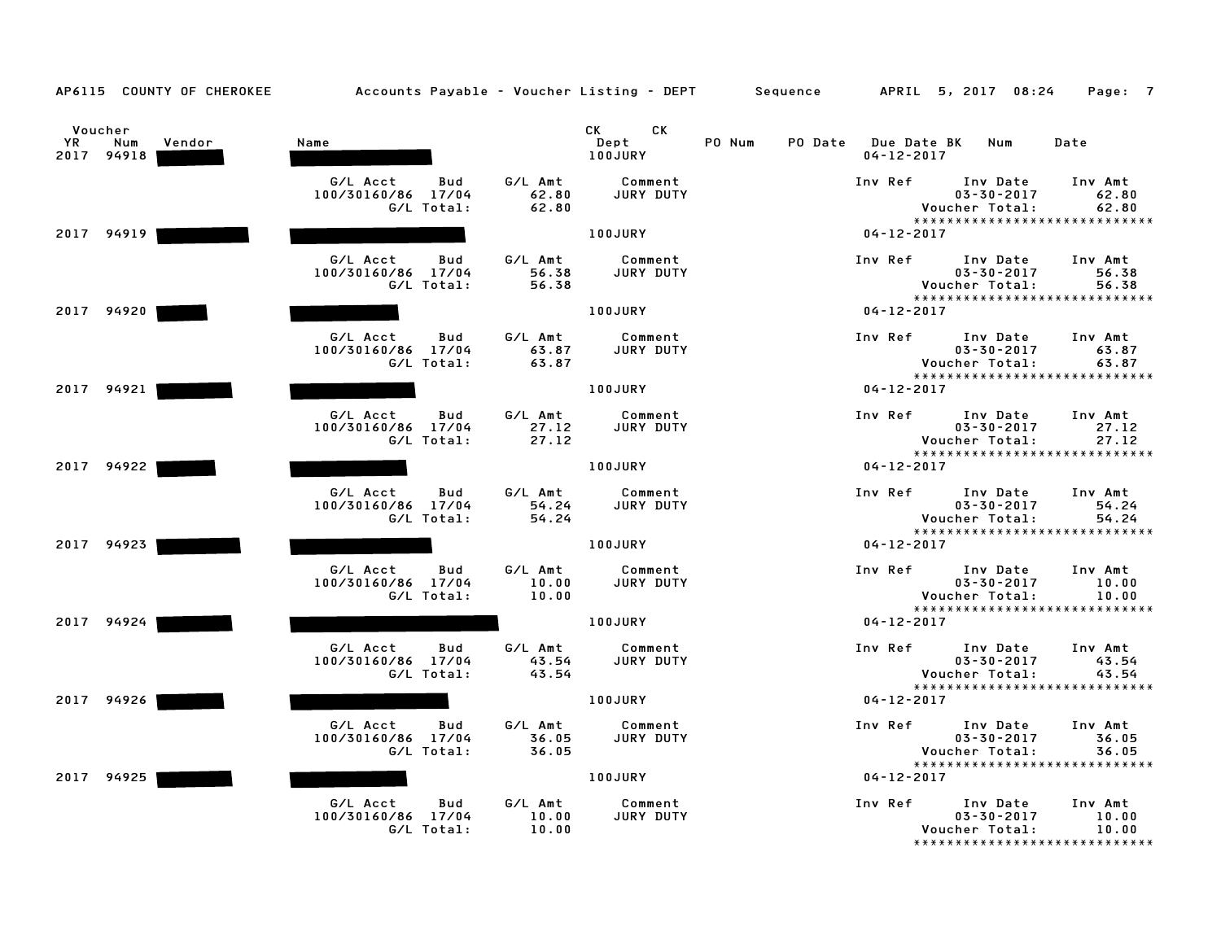AP6115 COUNTY OF CHEROKEE — Accounts Payable - Voucher Listing - DEPT — Sequence — APRIL 5, 2017 08:24

| Voucher YR | Voucher Num | Vendor | Name | CK Dept | CK | PO Num | PO Date | Due Date | BK | Num | Date |
|---|---|---|---|---|---|---|---|---|---|---|---|
| 2017 | 94918 | | | 100JURY | | | | 04-12-2017 | | | |

| G/L Acct | Bud | G/L Amt | Comment | Inv Ref | Inv Date | Inv Amt |
|---|---|---|---|---|---|---|
| 100/30160/86 | 17/04 | 62.80 | JURY DUTY | | 03-30-2017 | 62.80 |
| | G/L Total: | 62.80 | | | Voucher Total: | 62.80 |

****************************

| Voucher YR | Voucher Num | Vendor | Name | CK Dept | CK | PO Num | PO Date | Due Date | BK | Num | Date |
|---|---|---|---|---|---|---|---|---|---|---|---|
| 2017 | 94919 | | | 100JURY | | | | 04-12-2017 | | | |

| G/L Acct | Bud | G/L Amt | Comment | Inv Ref | Inv Date | Inv Amt |
|---|---|---|---|---|---|---|
| 100/30160/86 | 17/04 | 56.38 | JURY DUTY | | 03-30-2017 | 56.38 |
| | G/L Total: | 56.38 | | | Voucher Total: | 56.38 |

****************************

| Voucher YR | Voucher Num | Vendor | Name | CK Dept | CK | PO Num | PO Date | Due Date | BK | Num | Date |
|---|---|---|---|---|---|---|---|---|---|---|---|
| 2017 | 94920 | | | 100JURY | | | | 04-12-2017 | | | |

| G/L Acct | Bud | G/L Amt | Comment | Inv Ref | Inv Date | Inv Amt |
|---|---|---|---|---|---|---|
| 100/30160/86 | 17/04 | 63.87 | JURY DUTY | | 03-30-2017 | 63.87 |
| | G/L Total: | 63.87 | | | Voucher Total: | 63.87 |

****************************

| Voucher YR | Voucher Num | Vendor | Name | CK Dept | CK | PO Num | PO Date | Due Date | BK | Num | Date |
|---|---|---|---|---|---|---|---|---|---|---|---|
| 2017 | 94921 | | | 100JURY | | | | 04-12-2017 | | | |

| G/L Acct | Bud | G/L Amt | Comment | Inv Ref | Inv Date | Inv Amt |
|---|---|---|---|---|---|---|
| 100/30160/86 | 17/04 | 27.12 | JURY DUTY | | 03-30-2017 | 27.12 |
| | G/L Total: | 27.12 | | | Voucher Total: | 27.12 |

****************************

| Voucher YR | Voucher Num | Vendor | Name | CK Dept | CK | PO Num | PO Date | Due Date | BK | Num | Date |
|---|---|---|---|---|---|---|---|---|---|---|---|
| 2017 | 94922 | | | 100JURY | | | | 04-12-2017 | | | |

| G/L Acct | Bud | G/L Amt | Comment | Inv Ref | Inv Date | Inv Amt |
|---|---|---|---|---|---|---|
| 100/30160/86 | 17/04 | 54.24 | JURY DUTY | | 03-30-2017 | 54.24 |
| | G/L Total: | 54.24 | | | Voucher Total: | 54.24 |

****************************

| Voucher YR | Voucher Num | Vendor | Name | CK Dept | CK | PO Num | PO Date | Due Date | BK | Num | Date |
|---|---|---|---|---|---|---|---|---|---|---|---|
| 2017 | 94923 | | | 100JURY | | | | 04-12-2017 | | | |

| G/L Acct | Bud | G/L Amt | Comment | Inv Ref | Inv Date | Inv Amt |
|---|---|---|---|---|---|---|
| 100/30160/86 | 17/04 | 10.00 | JURY DUTY | | 03-30-2017 | 10.00 |
| | G/L Total: | 10.00 | | | Voucher Total: | 10.00 |

****************************

| Voucher YR | Voucher Num | Vendor | Name | CK Dept | CK | PO Num | PO Date | Due Date | BK | Num | Date |
|---|---|---|---|---|---|---|---|---|---|---|---|
| 2017 | 94924 | | | 100JURY | | | | 04-12-2017 | | | |

| G/L Acct | Bud | G/L Amt | Comment | Inv Ref | Inv Date | Inv Amt |
|---|---|---|---|---|---|---|
| 100/30160/86 | 17/04 | 43.54 | JURY DUTY | | 03-30-2017 | 43.54 |
| | G/L Total: | 43.54 | | | Voucher Total: | 43.54 |

****************************

| Voucher YR | Voucher Num | Vendor | Name | CK Dept | CK | PO Num | PO Date | Due Date | BK | Num | Date |
|---|---|---|---|---|---|---|---|---|---|---|---|
| 2017 | 94926 | | | 100JURY | | | | 04-12-2017 | | | |

| G/L Acct | Bud | G/L Amt | Comment | Inv Ref | Inv Date | Inv Amt |
|---|---|---|---|---|---|---|
| 100/30160/86 | 17/04 | 36.05 | JURY DUTY | | 03-30-2017 | 36.05 |
| | G/L Total: | 36.05 | | | Voucher Total: | 36.05 |

****************************

| Voucher YR | Voucher Num | Vendor | Name | CK Dept | CK | PO Num | PO Date | Due Date | BK | Num | Date |
|---|---|---|---|---|---|---|---|---|---|---|---|
| 2017 | 94925 | | | 100JURY | | | | 04-12-2017 | | | |

| G/L Acct | Bud | G/L Amt | Comment | Inv Ref | Inv Date | Inv Amt |
|---|---|---|---|---|---|---|
| 100/30160/86 | 17/04 | 10.00 | JURY DUTY | | 03-30-2017 | 10.00 |
| | G/L Total: | 10.00 | | | Voucher Total: | 10.00 |

****************************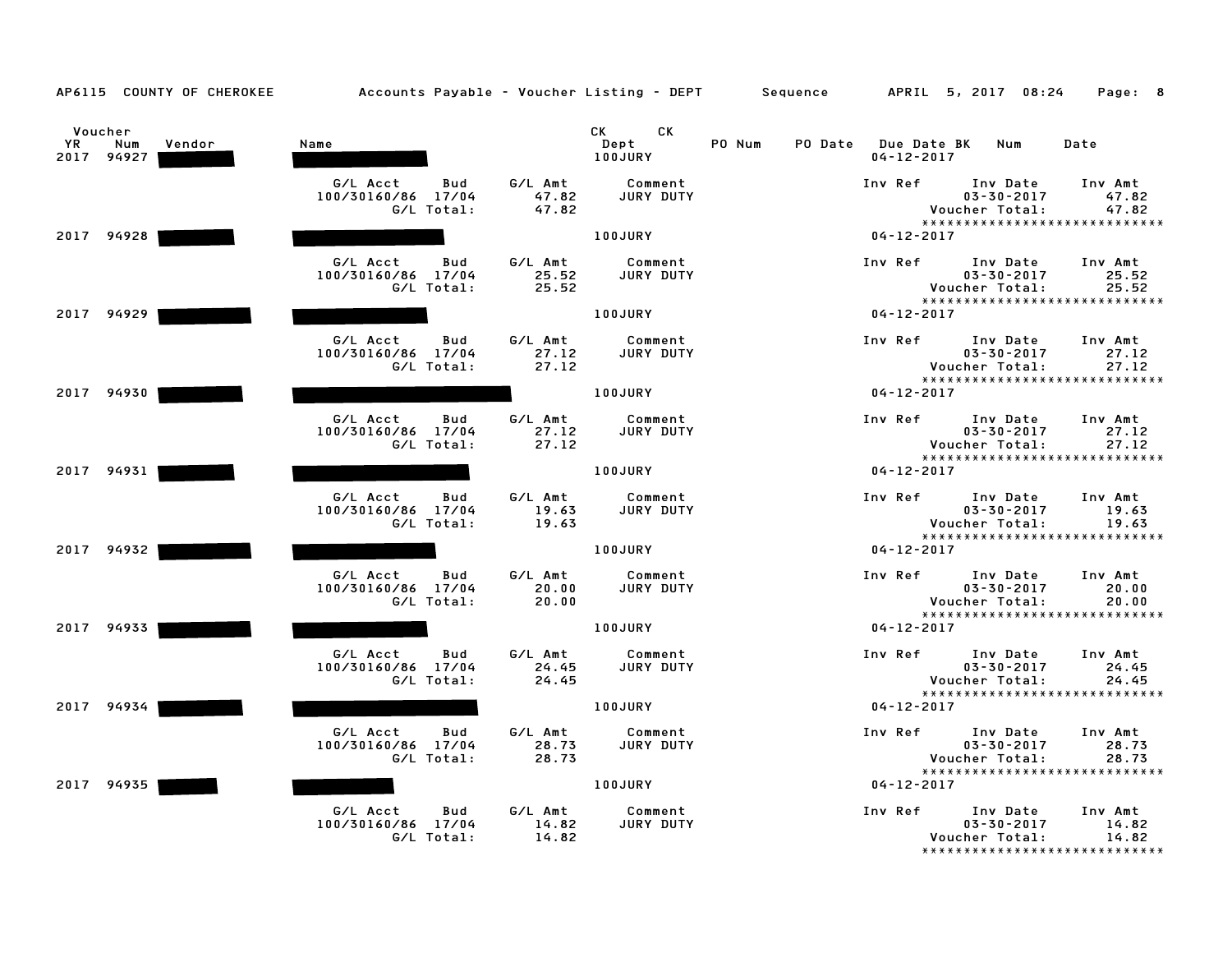AP6115 COUNTY OF CHEROKEE — Accounts Payable - Voucher Listing - DEPT — Sequence — APRIL 5, 2017 08:24

| Voucher YR | Voucher Num | Vendor | Name | CK Dept | CK | PO Num | PO Date | Due Date | BK | Num | Date |
|---|---|---|---|---|---|---|---|---|---|---|---|
| 2017 | 94927 | | | 100JURY | | | | 04-12-2017 | | | |

| G/L Acct | Bud | G/L Amt | Comment | Inv Ref | Inv Date | Inv Amt |
|---|---|---|---|---|---|---|
| 100/30160/86 | 17/04 | 47.82 | JURY DUTY | | 03-30-2017 | 47.82 |
| | G/L Total: | 47.82 | | | Voucher Total: | 47.82 |

****************************

| Voucher YR | Voucher Num | Vendor | Name | CK Dept | Due Date |
|---|---|---|---|---|---|
| 2017 | 94928 | | | 100JURY | 04-12-2017 |

| G/L Acct | Bud | G/L Amt | Comment | Inv Ref | Inv Date | Inv Amt |
|---|---|---|---|---|---|---|
| 100/30160/86 | 17/04 | 25.52 | JURY DUTY | | 03-30-2017 | 25.52 |
| | G/L Total: | 25.52 | | | Voucher Total: | 25.52 |

****************************

| Voucher YR | Voucher Num | Vendor | Name | CK Dept | Due Date |
|---|---|---|---|---|---|
| 2017 | 94929 | | | 100JURY | 04-12-2017 |

| G/L Acct | Bud | G/L Amt | Comment | Inv Ref | Inv Date | Inv Amt |
|---|---|---|---|---|---|---|
| 100/30160/86 | 17/04 | 27.12 | JURY DUTY | | 03-30-2017 | 27.12 |
| | G/L Total: | 27.12 | | | Voucher Total: | 27.12 |

****************************

| Voucher YR | Voucher Num | Vendor | Name | CK Dept | Due Date |
|---|---|---|---|---|---|
| 2017 | 94930 | | | 100JURY | 04-12-2017 |

| G/L Acct | Bud | G/L Amt | Comment | Inv Ref | Inv Date | Inv Amt |
|---|---|---|---|---|---|---|
| 100/30160/86 | 17/04 | 27.12 | JURY DUTY | | 03-30-2017 | 27.12 |
| | G/L Total: | 27.12 | | | Voucher Total: | 27.12 |

****************************

| Voucher YR | Voucher Num | Vendor | Name | CK Dept | Due Date |
|---|---|---|---|---|---|
| 2017 | 94931 | | | 100JURY | 04-12-2017 |

| G/L Acct | Bud | G/L Amt | Comment | Inv Ref | Inv Date | Inv Amt |
|---|---|---|---|---|---|---|
| 100/30160/86 | 17/04 | 19.63 | JURY DUTY | | 03-30-2017 | 19.63 |
| | G/L Total: | 19.63 | | | Voucher Total: | 19.63 |

****************************

| Voucher YR | Voucher Num | Vendor | Name | CK Dept | Due Date |
|---|---|---|---|---|---|
| 2017 | 94932 | | | 100JURY | 04-12-2017 |

| G/L Acct | Bud | G/L Amt | Comment | Inv Ref | Inv Date | Inv Amt |
|---|---|---|---|---|---|---|
| 100/30160/86 | 17/04 | 20.00 | JURY DUTY | | 03-30-2017 | 20.00 |
| | G/L Total: | 20.00 | | | Voucher Total: | 20.00 |

****************************

| Voucher YR | Voucher Num | Vendor | Name | CK Dept | Due Date |
|---|---|---|---|---|---|
| 2017 | 94933 | | | 100JURY | 04-12-2017 |

| G/L Acct | Bud | G/L Amt | Comment | Inv Ref | Inv Date | Inv Amt |
|---|---|---|---|---|---|---|
| 100/30160/86 | 17/04 | 24.45 | JURY DUTY | | 03-30-2017 | 24.45 |
| | G/L Total: | 24.45 | | | Voucher Total: | 24.45 |

****************************

| Voucher YR | Voucher Num | Vendor | Name | CK Dept | Due Date |
|---|---|---|---|---|---|
| 2017 | 94934 | | | 100JURY | 04-12-2017 |

| G/L Acct | Bud | G/L Amt | Comment | Inv Ref | Inv Date | Inv Amt |
|---|---|---|---|---|---|---|
| 100/30160/86 | 17/04 | 28.73 | JURY DUTY | | 03-30-2017 | 28.73 |
| | G/L Total: | 28.73 | | | Voucher Total: | 28.73 |

****************************

| Voucher YR | Voucher Num | Vendor | Name | CK Dept | Due Date |
|---|---|---|---|---|---|
| 2017 | 94935 | | | 100JURY | 04-12-2017 |

| G/L Acct | Bud | G/L Amt | Comment | Inv Ref | Inv Date | Inv Amt |
|---|---|---|---|---|---|---|
| 100/30160/86 | 17/04 | 14.82 | JURY DUTY | | 03-30-2017 | 14.82 |
| | G/L Total: | 14.82 | | | Voucher Total: | 14.82 |

****************************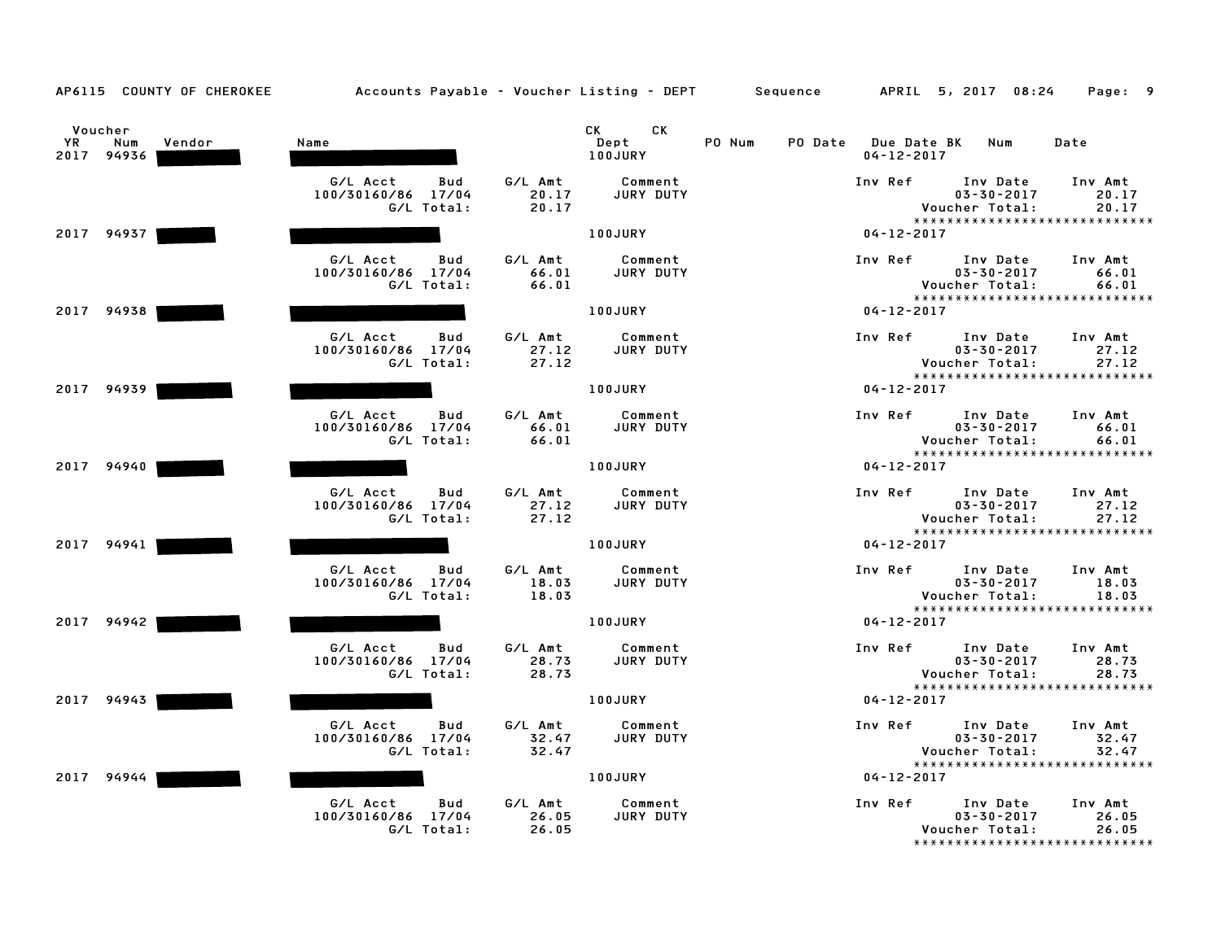AP6115 COUNTY OF CHEROKEE Accounts Payable - Voucher Listing - DEPT Sequence APRIL 5, 2017 08:24

| Voucher YR | Voucher Num | Vendor | Name | CK Dept | CK | PO Num | PO Date | Due Date BK | Num | Date |
|---|---|---|---|---|---|---|---|---|---|---|
| 2017 | 94936 | | | 100JURY | | | | 04-12-2017 | | |

| G/L Acct | Bud | G/L Amt | Comment | Inv Ref | Inv Date | Inv Amt |
|---|---|---|---|---|---|---|
| 100/30160/86 | 17/04 | 20.17 | JURY DUTY | | 03-30-2017 | 20.17 |
| | G/L Total: | 20.17 | | | Voucher Total: | 20.17 |

****************************

| Voucher YR | Voucher Num | Vendor | Name | CK Dept | CK | PO Num | PO Date | Due Date BK | Num | Date |
|---|---|---|---|---|---|---|---|---|---|---|
| 2017 | 94937 | | | 100JURY | | | | 04-12-2017 | | |

| G/L Acct | Bud | G/L Amt | Comment | Inv Ref | Inv Date | Inv Amt |
|---|---|---|---|---|---|---|
| 100/30160/86 | 17/04 | 66.01 | JURY DUTY | | 03-30-2017 | 66.01 |
| | G/L Total: | 66.01 | | | Voucher Total: | 66.01 |

****************************

| Voucher YR | Voucher Num | Vendor | Name | CK Dept | CK | PO Num | PO Date | Due Date BK | Num | Date |
|---|---|---|---|---|---|---|---|---|---|---|
| 2017 | 94938 | | | 100JURY | | | | 04-12-2017 | | |

| G/L Acct | Bud | G/L Amt | Comment | Inv Ref | Inv Date | Inv Amt |
|---|---|---|---|---|---|---|
| 100/30160/86 | 17/04 | 27.12 | JURY DUTY | | 03-30-2017 | 27.12 |
| | G/L Total: | 27.12 | | | Voucher Total: | 27.12 |

****************************

| Voucher YR | Voucher Num | Vendor | Name | CK Dept | CK | PO Num | PO Date | Due Date BK | Num | Date |
|---|---|---|---|---|---|---|---|---|---|---|
| 2017 | 94939 | | | 100JURY | | | | 04-12-2017 | | |

| G/L Acct | Bud | G/L Amt | Comment | Inv Ref | Inv Date | Inv Amt |
|---|---|---|---|---|---|---|
| 100/30160/86 | 17/04 | 66.01 | JURY DUTY | | 03-30-2017 | 66.01 |
| | G/L Total: | 66.01 | | | Voucher Total: | 66.01 |

****************************

| Voucher YR | Voucher Num | Vendor | Name | CK Dept | CK | PO Num | PO Date | Due Date BK | Num | Date |
|---|---|---|---|---|---|---|---|---|---|---|
| 2017 | 94940 | | | 100JURY | | | | 04-12-2017 | | |

| G/L Acct | Bud | G/L Amt | Comment | Inv Ref | Inv Date | Inv Amt |
|---|---|---|---|---|---|---|
| 100/30160/86 | 17/04 | 27.12 | JURY DUTY | | 03-30-2017 | 27.12 |
| | G/L Total: | 27.12 | | | Voucher Total: | 27.12 |

****************************

| Voucher YR | Voucher Num | Vendor | Name | CK Dept | CK | PO Num | PO Date | Due Date BK | Num | Date |
|---|---|---|---|---|---|---|---|---|---|---|
| 2017 | 94941 | | | 100JURY | | | | 04-12-2017 | | |

| G/L Acct | Bud | G/L Amt | Comment | Inv Ref | Inv Date | Inv Amt |
|---|---|---|---|---|---|---|
| 100/30160/86 | 17/04 | 18.03 | JURY DUTY | | 03-30-2017 | 18.03 |
| | G/L Total: | 18.03 | | | Voucher Total: | 18.03 |

****************************

| Voucher YR | Voucher Num | Vendor | Name | CK Dept | CK | PO Num | PO Date | Due Date BK | Num | Date |
|---|---|---|---|---|---|---|---|---|---|---|
| 2017 | 94942 | | | 100JURY | | | | 04-12-2017 | | |

| G/L Acct | Bud | G/L Amt | Comment | Inv Ref | Inv Date | Inv Amt |
|---|---|---|---|---|---|---|
| 100/30160/86 | 17/04 | 28.73 | JURY DUTY | | 03-30-2017 | 28.73 |
| | G/L Total: | 28.73 | | | Voucher Total: | 28.73 |

****************************

| Voucher YR | Voucher Num | Vendor | Name | CK Dept | CK | PO Num | PO Date | Due Date BK | Num | Date |
|---|---|---|---|---|---|---|---|---|---|---|
| 2017 | 94943 | | | 100JURY | | | | 04-12-2017 | | |

| G/L Acct | Bud | G/L Amt | Comment | Inv Ref | Inv Date | Inv Amt |
|---|---|---|---|---|---|---|
| 100/30160/86 | 17/04 | 32.47 | JURY DUTY | | 03-30-2017 | 32.47 |
| | G/L Total: | 32.47 | | | Voucher Total: | 32.47 |

****************************

| Voucher YR | Voucher Num | Vendor | Name | CK Dept | CK | PO Num | PO Date | Due Date BK | Num | Date |
|---|---|---|---|---|---|---|---|---|---|---|
| 2017 | 94944 | | | 100JURY | | | | 04-12-2017 | | |

| G/L Acct | Bud | G/L Amt | Comment | Inv Ref | Inv Date | Inv Amt |
|---|---|---|---|---|---|---|
| 100/30160/86 | 17/04 | 26.05 | JURY DUTY | | 03-30-2017 | 26.05 |
| | G/L Total: | 26.05 | | | Voucher Total: | 26.05 |

****************************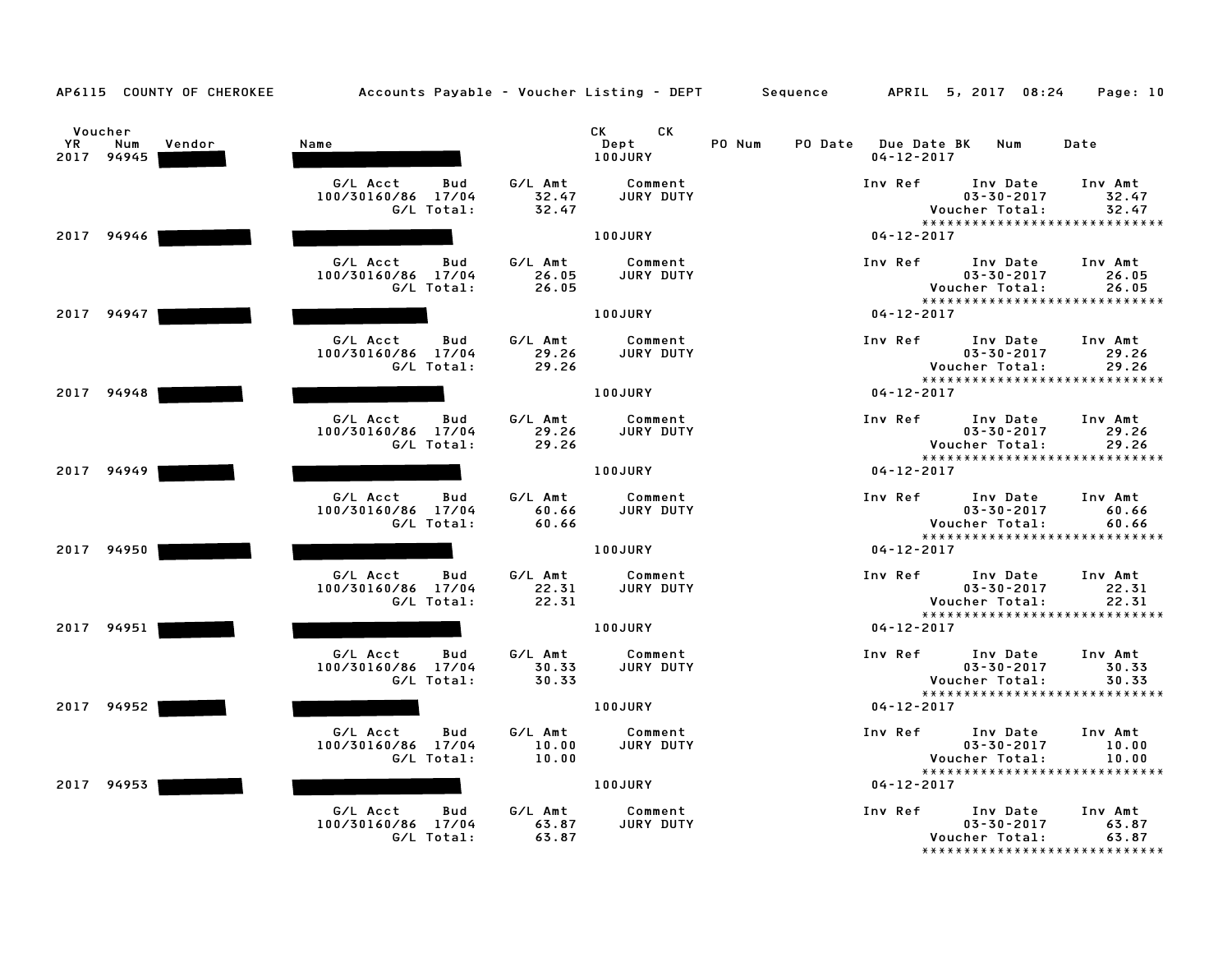AP6115 COUNTY OF CHEROKEE    Accounts Payable - Voucher Listing - DEPT    Sequence    APRIL 5, 2017 08:24

| Voucher YR | Num | Vendor | Name | CK Dept | CK | PO Num | PO Date | Due Date | BK | Num | Date |
|---|---|---|---|---|---|---|---|---|---|---|---|
| 2017 | 94945 | | | 100JURY | | | | 04-12-2017 | | | |

| G/L Acct | Bud | G/L Amt | Comment | Inv Ref | Inv Date | Inv Amt |
|---|---|---|---|---|---|---|
| 100/30160/86 | 17/04 | 32.47 | JURY DUTY | | 03-30-2017 | 32.47 |
| | G/L Total: | 32.47 | | | Voucher Total: | 32.47 |

****************************

| Voucher YR | Num | Vendor | Name | CK Dept | Due Date |
|---|---|---|---|---|---|
| 2017 | 94946 | | | 100JURY | 04-12-2017 |

| G/L Acct | Bud | G/L Amt | Comment | Inv Ref | Inv Date | Inv Amt |
|---|---|---|---|---|---|---|
| 100/30160/86 | 17/04 | 26.05 | JURY DUTY | | 03-30-2017 | 26.05 |
| | G/L Total: | 26.05 | | | Voucher Total: | 26.05 |

****************************

| Voucher YR | Num | Vendor | Name | CK Dept | Due Date |
|---|---|---|---|---|---|
| 2017 | 94947 | | | 100JURY | 04-12-2017 |

| G/L Acct | Bud | G/L Amt | Comment | Inv Ref | Inv Date | Inv Amt |
|---|---|---|---|---|---|---|
| 100/30160/86 | 17/04 | 29.26 | JURY DUTY | | 03-30-2017 | 29.26 |
| | G/L Total: | 29.26 | | | Voucher Total: | 29.26 |

****************************

| Voucher YR | Num | Vendor | Name | CK Dept | Due Date |
|---|---|---|---|---|---|
| 2017 | 94948 | | | 100JURY | 04-12-2017 |

| G/L Acct | Bud | G/L Amt | Comment | Inv Ref | Inv Date | Inv Amt |
|---|---|---|---|---|---|---|
| 100/30160/86 | 17/04 | 29.26 | JURY DUTY | | 03-30-2017 | 29.26 |
| | G/L Total: | 29.26 | | | Voucher Total: | 29.26 |

****************************

| Voucher YR | Num | Vendor | Name | CK Dept | Due Date |
|---|---|---|---|---|---|
| 2017 | 94949 | | | 100JURY | 04-12-2017 |

| G/L Acct | Bud | G/L Amt | Comment | Inv Ref | Inv Date | Inv Amt |
|---|---|---|---|---|---|---|
| 100/30160/86 | 17/04 | 60.66 | JURY DUTY | | 03-30-2017 | 60.66 |
| | G/L Total: | 60.66 | | | Voucher Total: | 60.66 |

****************************

| Voucher YR | Num | Vendor | Name | CK Dept | Due Date |
|---|---|---|---|---|---|
| 2017 | 94950 | | | 100JURY | 04-12-2017 |

| G/L Acct | Bud | G/L Amt | Comment | Inv Ref | Inv Date | Inv Amt |
|---|---|---|---|---|---|---|
| 100/30160/86 | 17/04 | 22.31 | JURY DUTY | | 03-30-2017 | 22.31 |
| | G/L Total: | 22.31 | | | Voucher Total: | 22.31 |

****************************

| Voucher YR | Num | Vendor | Name | CK Dept | Due Date |
|---|---|---|---|---|---|
| 2017 | 94951 | | | 100JURY | 04-12-2017 |

| G/L Acct | Bud | G/L Amt | Comment | Inv Ref | Inv Date | Inv Amt |
|---|---|---|---|---|---|---|
| 100/30160/86 | 17/04 | 30.33 | JURY DUTY | | 03-30-2017 | 30.33 |
| | G/L Total: | 30.33 | | | Voucher Total: | 30.33 |

****************************

| Voucher YR | Num | Vendor | Name | CK Dept | Due Date |
|---|---|---|---|---|---|
| 2017 | 94952 | | | 100JURY | 04-12-2017 |

| G/L Acct | Bud | G/L Amt | Comment | Inv Ref | Inv Date | Inv Amt |
|---|---|---|---|---|---|---|
| 100/30160/86 | 17/04 | 10.00 | JURY DUTY | | 03-30-2017 | 10.00 |
| | G/L Total: | 10.00 | | | Voucher Total: | 10.00 |

****************************

| Voucher YR | Num | Vendor | Name | CK Dept | Due Date |
|---|---|---|---|---|---|
| 2017 | 94953 | | | 100JURY | 04-12-2017 |

| G/L Acct | Bud | G/L Amt | Comment | Inv Ref | Inv Date | Inv Amt |
|---|---|---|---|---|---|---|
| 100/30160/86 | 17/04 | 63.87 | JURY DUTY | | 03-30-2017 | 63.87 |
| | G/L Total: | 63.87 | | | Voucher Total: | 63.87 |

****************************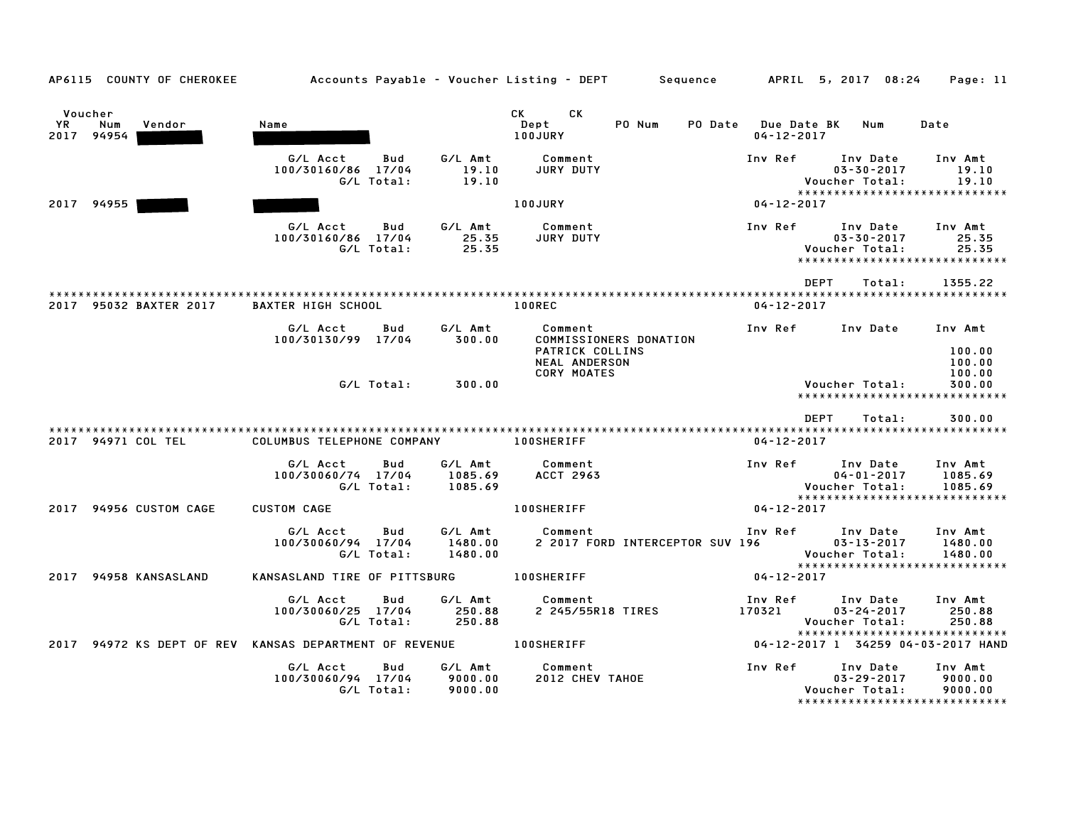AP6115 COUNTY OF CHEROKEE — Accounts Payable - Voucher Listing - DEPT — Sequence — APRIL 5, 2017 08:24

| Voucher YR | Num | Vendor | Name | CK Dept | CK | PO Num | PO Date | Due Date BK | Num | Date |
|---|---|---|---|---|---|---|---|---|---|---|
| 2017 | 94954 | | | 100JURY | | | | 04-12-2017 | | |

| G/L Acct | Bud | G/L Amt | Comment | Inv Ref | Inv Date | Inv Amt |
|---|---|---|---|---|---|---|
| 100/30160/86 | 17/04 | 19.10 | JURY DUTY | | 03-30-2017 | 19.10 |
| | G/L Total: | 19.10 | | | Voucher Total: | 19.10 |

******************************

| Voucher YR | Num | Vendor | Name | CK Dept | Due Date |
|---|---|---|---|---|---|
| 2017 | 94955 | | | 100JURY | 04-12-2017 |

| G/L Acct | Bud | G/L Amt | Comment | Inv Ref | Inv Date | Inv Amt |
|---|---|---|---|---|---|---|
| 100/30160/86 | 17/04 | 25.35 | JURY DUTY | | 03-30-2017 | 25.35 |
| | G/L Total: | 25.35 | | | Voucher Total: | 25.35 |

******************************

DEPT Total: 1355.22

******************************

| Voucher YR | Num | Vendor | Name | CK Dept | Due Date |
|---|---|---|---|---|---|
| 2017 | 95032 | BAXTER 2017 | BAXTER HIGH SCHOOL | 100REC | 04-12-2017 |

| G/L Acct | Bud | G/L Amt | Comment | Inv Ref | Inv Date | Inv Amt |
|---|---|---|---|---|---|---|
| 100/30130/99 | 17/04 | 300.00 | COMMISSIONERS DONATION | | | |
| | | | PATRICK COLLINS | | | 100.00 |
| | | | NEAL ANDERSON | | | 100.00 |
| | | | CORY MOATES | | | 100.00 |
| | G/L Total: | 300.00 | | | Voucher Total: | 300.00 |

******************************

DEPT Total: 300.00

******************************

| Voucher YR | Num | Vendor | Name | CK Dept | Due Date |
|---|---|---|---|---|---|
| 2017 | 94971 | COL TEL | COLUMBUS TELEPHONE COMPANY | 100SHERIFF | 04-12-2017 |

| G/L Acct | Bud | G/L Amt | Comment | Inv Ref | Inv Date | Inv Amt |
|---|---|---|---|---|---|---|
| 100/30060/74 | 17/04 | 1085.69 | ACCT 2963 | | 04-01-2017 | 1085.69 |
| | G/L Total: | 1085.69 | | | Voucher Total: | 1085.69 |

******************************

| Voucher YR | Num | Vendor | Name | CK Dept | Due Date |
|---|---|---|---|---|---|
| 2017 | 94956 | CUSTOM CAGE | CUSTOM CAGE | 100SHERIFF | 04-12-2017 |

| G/L Acct | Bud | G/L Amt | Comment | Inv Ref | Inv Date | Inv Amt |
|---|---|---|---|---|---|---|
| 100/30060/94 | 17/04 | 1480.00 | 2 2017 FORD INTERCEPTOR SUV | 196 | 03-13-2017 | 1480.00 |
| | G/L Total: | 1480.00 | | | Voucher Total: | 1480.00 |

******************************

| Voucher YR | Num | Vendor | Name | CK Dept | Due Date |
|---|---|---|---|---|---|
| 2017 | 94958 | KANSASLAND | KANSASLAND TIRE OF PITTSBURG | 100SHERIFF | 04-12-2017 |

| G/L Acct | Bud | G/L Amt | Comment | Inv Ref | Inv Date | Inv Amt |
|---|---|---|---|---|---|---|
| 100/30060/25 | 17/04 | 250.88 | 2 245/55R18 TIRES | 170321 | 03-24-2017 | 250.88 |
| | G/L Total: | 250.88 | | | Voucher Total: | 250.88 |

******************************

| Voucher YR | Num | Vendor | Name | CK Dept | Due Date | BK | Num | Date |
|---|---|---|---|---|---|---|---|---|
| 2017 | 94972 | KS DEPT OF REV | KANSAS DEPARTMENT OF REVENUE | 100SHERIFF | 04-12-2017 | 1 | 34259 | 04-03-2017 HAND |

| G/L Acct | Bud | G/L Amt | Comment | Inv Ref | Inv Date | Inv Amt |
|---|---|---|---|---|---|---|
| 100/30060/94 | 17/04 | 9000.00 | 2012 CHEV TAHOE | | 03-29-2017 | 9000.00 |
| | G/L Total: | 9000.00 | | | Voucher Total: | 9000.00 |

******************************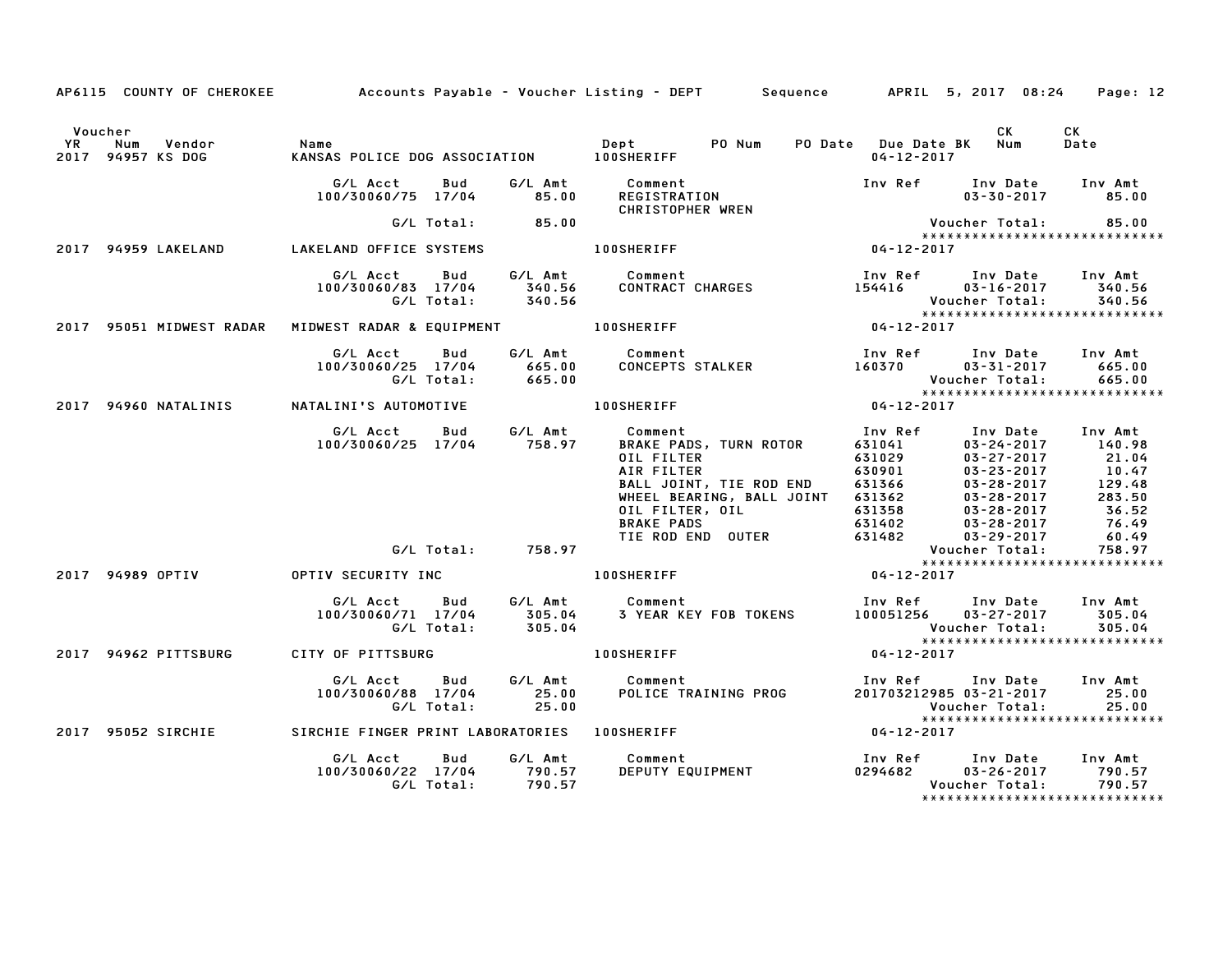AP6115 COUNTY OF CHEROKEE — Accounts Payable - Voucher Listing - DEPT — Sequence — APRIL 5, 2017 08:24

| Voucher YR | Num | Vendor | Name | Dept | PO Num | PO Date | Due Date BK | CK Num | CK Date |
|---|---|---|---|---|---|---|---|---|---|
| 2017 | 94957 | KS DOG | KANSAS POLICE DOG ASSOCIATION | 100SHERIFF | | | 04-12-2017 | | |

| G/L Acct | Bud | G/L Amt | Comment | Inv Ref | Inv Date | Inv Amt |
|---|---|---|---|---|---|---|
| 100/30060/75 | 17/04 | 85.00 | REGISTRATION CHRISTOPHER WREN | | 03-30-2017 | 85.00 |
| G/L Total: | | 85.00 | | | Voucher Total: | 85.00 |

******************************

| Voucher YR | Num | Vendor | Name | Dept | Due Date |
|---|---|---|---|---|---|
| 2017 | 94959 | LAKELAND | LAKELAND OFFICE SYSTEMS | 100SHERIFF | 04-12-2017 |

| G/L Acct | Bud | G/L Amt | Comment | Inv Ref | Inv Date | Inv Amt |
|---|---|---|---|---|---|---|
| 100/30060/83 | 17/04 | 340.56 | CONTRACT CHARGES | 154416 | 03-16-2017 | 340.56 |
| G/L Total: | | 340.56 | | | Voucher Total: | 340.56 |

******************************

| Voucher YR | Num | Vendor | Name | Dept | Due Date |
|---|---|---|---|---|---|
| 2017 | 95051 | MIDWEST RADAR | MIDWEST RADAR & EQUIPMENT | 100SHERIFF | 04-12-2017 |

| G/L Acct | Bud | G/L Amt | Comment | Inv Ref | Inv Date | Inv Amt |
|---|---|---|---|---|---|---|
| 100/30060/25 | 17/04 | 665.00 | CONCEPTS STALKER | 160370 | 03-31-2017 | 665.00 |
| G/L Total: | | 665.00 | | | Voucher Total: | 665.00 |

******************************

| Voucher YR | Num | Vendor | Name | Dept | Due Date |
|---|---|---|---|---|---|
| 2017 | 94960 | NATALINIS | NATALINI'S AUTOMOTIVE | 100SHERIFF | 04-12-2017 |

| G/L Acct | Bud | G/L Amt | Comment | Inv Ref | Inv Date | Inv Amt |
|---|---|---|---|---|---|---|
| 100/30060/25 | 17/04 | 758.97 | BRAKE PADS, TURN ROTOR | 631041 | 03-24-2017 | 140.98 |
| | | | OIL FILTER | 631029 | 03-27-2017 | 21.04 |
| | | | AIR FILTER | 630901 | 03-23-2017 | 10.47 |
| | | | BALL JOINT, TIE ROD END | 631366 | 03-28-2017 | 129.48 |
| | | | WHEEL BEARING, BALL JOINT | 631362 | 03-28-2017 | 283.50 |
| | | | OIL FILTER, OIL | 631358 | 03-28-2017 | 36.52 |
| | | | BRAKE PADS | 631402 | 03-28-2017 | 76.49 |
| | | | TIE ROD END OUTER | 631482 | 03-29-2017 | 60.49 |
| G/L Total: | | 758.97 | | | Voucher Total: | 758.97 |

******************************

| Voucher YR | Num | Vendor | Name | Dept | Due Date |
|---|---|---|---|---|---|
| 2017 | 94989 | OPTIV | OPTIV SECURITY INC | 100SHERIFF | 04-12-2017 |

| G/L Acct | Bud | G/L Amt | Comment | Inv Ref | Inv Date | Inv Amt |
|---|---|---|---|---|---|---|
| 100/30060/71 | 17/04 | 305.04 | 3 YEAR KEY FOB TOKENS | 100051256 | 03-27-2017 | 305.04 |
| G/L Total: | | 305.04 | | | Voucher Total: | 305.04 |

******************************

| Voucher YR | Num | Vendor | Name | Dept | Due Date |
|---|---|---|---|---|---|
| 2017 | 94962 | PITTSBURG | CITY OF PITTSBURG | 100SHERIFF | 04-12-2017 |

| G/L Acct | Bud | G/L Amt | Comment | Inv Ref | Inv Date | Inv Amt |
|---|---|---|---|---|---|---|
| 100/30060/88 | 17/04 | 25.00 | POLICE TRAINING PROG | 201703212985 | 03-21-2017 | 25.00 |
| G/L Total: | | 25.00 | | | Voucher Total: | 25.00 |

******************************

| Voucher YR | Num | Vendor | Name | Dept | Due Date |
|---|---|---|---|---|---|
| 2017 | 95052 | SIRCHIE | SIRCHIE FINGER PRINT LABORATORIES | 100SHERIFF | 04-12-2017 |

| G/L Acct | Bud | G/L Amt | Comment | Inv Ref | Inv Date | Inv Amt |
|---|---|---|---|---|---|---|
| 100/30060/22 | 17/04 | 790.57 | DEPUTY EQUIPMENT | 0294682 | 03-26-2017 | 790.57 |
| G/L Total: | | 790.57 | | | Voucher Total: | 790.57 |

******************************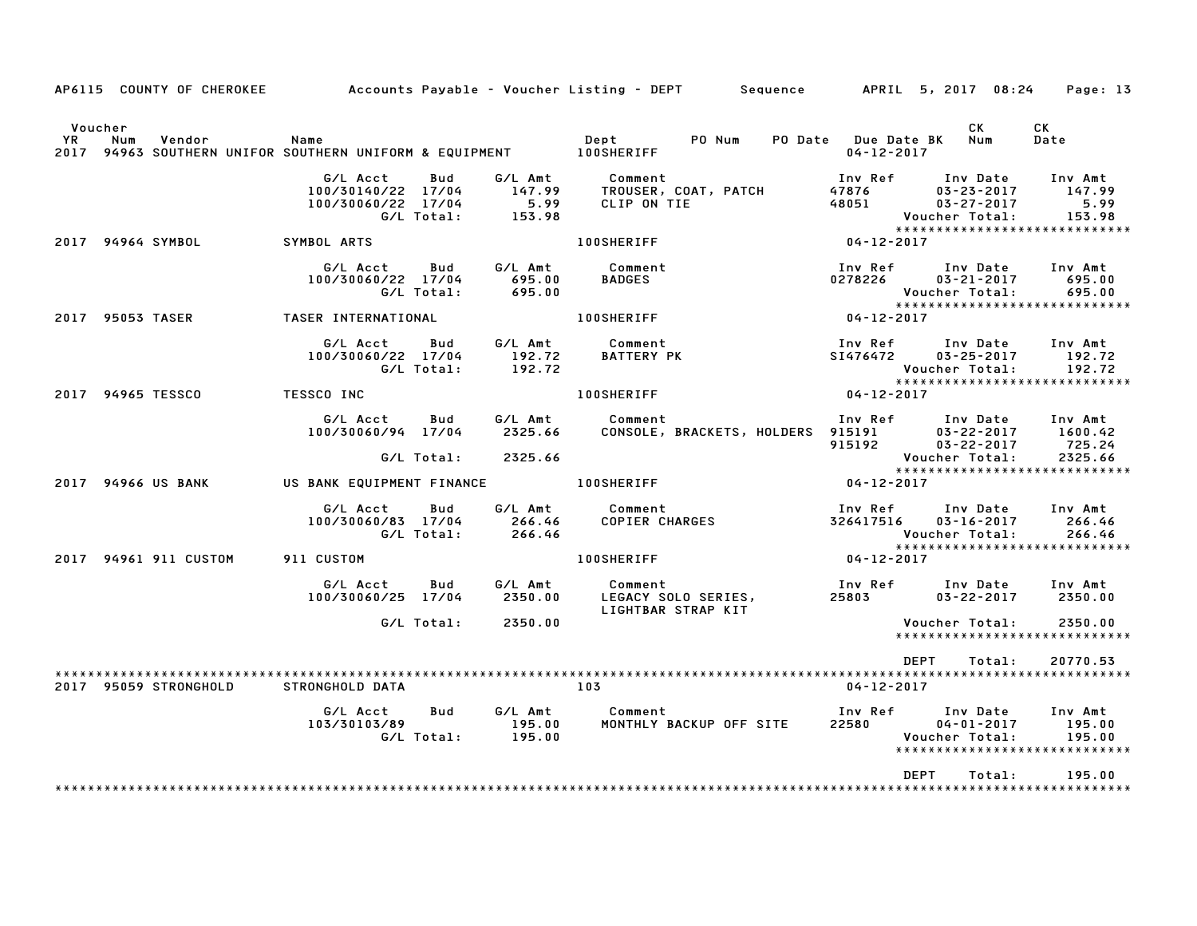AP6115 COUNTY OF CHEROKEE — Accounts Payable - Voucher Listing - DEPT — Sequence — APRIL 5, 2017 08:24

| Voucher YR | Num | Vendor | Name | Dept | PO Num | PO Date | Due Date | BK | CK Num | CK Date |
|---|---|---|---|---|---|---|---|---|---|---|
| 2017 | 94963 | SOUTHERN UNIFOR | SOUTHERN UNIFORM & EQUIPMENT | 100SHERIFF | | | 04-12-2017 | | | |

| G/L Acct | Bud | G/L Amt | Comment | Inv Ref | Inv Date | Inv Amt |
|---|---|---|---|---|---|---|
| 100/30140/22 | 17/04 | 147.99 | TROUSER, COAT, PATCH | 47876 | 03-23-2017 | 147.99 |
| 100/30060/22 | 17/04 | 5.99 | CLIP ON TIE | 48051 | 03-27-2017 | 5.99 |
| | G/L Total: | 153.98 | | | Voucher Total: | 153.98 |

*****************************

| Voucher YR | Num | Vendor | Name | Dept | Due Date |
|---|---|---|---|---|---|
| 2017 | 94964 | SYMBOL | SYMBOL ARTS | 100SHERIFF | 04-12-2017 |

| G/L Acct | Bud | G/L Amt | Comment | Inv Ref | Inv Date | Inv Amt |
|---|---|---|---|---|---|---|
| 100/30060/22 | 17/04 | 695.00 | BADGES | 0278226 | 03-21-2017 | 695.00 |
| | G/L Total: | 695.00 | | | Voucher Total: | 695.00 |

*****************************

| Voucher YR | Num | Vendor | Name | Dept | Due Date |
|---|---|---|---|---|---|
| 2017 | 95053 | TASER | TASER INTERNATIONAL | 100SHERIFF | 04-12-2017 |

| G/L Acct | Bud | G/L Amt | Comment | Inv Ref | Inv Date | Inv Amt |
|---|---|---|---|---|---|---|
| 100/30060/22 | 17/04 | 192.72 | BATTERY PK | SI476472 | 03-25-2017 | 192.72 |
| | G/L Total: | 192.72 | | | Voucher Total: | 192.72 |

*****************************

| Voucher YR | Num | Vendor | Name | Dept | Due Date |
|---|---|---|---|---|---|
| 2017 | 94965 | TESSCO | TESSCO INC | 100SHERIFF | 04-12-2017 |

| G/L Acct | Bud | G/L Amt | Comment | Inv Ref | Inv Date | Inv Amt |
|---|---|---|---|---|---|---|
| 100/30060/94 | 17/04 | 2325.66 | CONSOLE, BRACKETS, HOLDERS | 915191 | 03-22-2017 | 1600.42 |
| | | | | 915192 | 03-22-2017 | 725.24 |
| | G/L Total: | 2325.66 | | | Voucher Total: | 2325.66 |

*****************************

| Voucher YR | Num | Vendor | Name | Dept | Due Date |
|---|---|---|---|---|---|
| 2017 | 94966 | US BANK | US BANK EQUIPMENT FINANCE | 100SHERIFF | 04-12-2017 |

| G/L Acct | Bud | G/L Amt | Comment | Inv Ref | Inv Date | Inv Amt |
|---|---|---|---|---|---|---|
| 100/30060/83 | 17/04 | 266.46 | COPIER CHARGES | 326417516 | 03-16-2017 | 266.46 |
| | G/L Total: | 266.46 | | | Voucher Total: | 266.46 |

*****************************

| Voucher YR | Num | Vendor | Name | Dept | Due Date |
|---|---|---|---|---|---|
| 2017 | 94961 | 911 CUSTOM | 911 CUSTOM | 100SHERIFF | 04-12-2017 |

| G/L Acct | Bud | G/L Amt | Comment | Inv Ref | Inv Date | Inv Amt |
|---|---|---|---|---|---|---|
| 100/30060/25 | 17/04 | 2350.00 | LEGACY SOLO SERIES, LIGHTBAR STRAP KIT | 25803 | 03-22-2017 | 2350.00 |
| | G/L Total: | 2350.00 | | | Voucher Total: | 2350.00 |

*****************************

DEPT Total: 20770.53

*****************************

| Voucher YR | Num | Vendor | Name | Dept | Due Date |
|---|---|---|---|---|---|
| 2017 | 95059 | STRONGHOLD | STRONGHOLD DATA | 103 | 04-12-2017 |

| G/L Acct | Bud | G/L Amt | Comment | Inv Ref | Inv Date | Inv Amt |
|---|---|---|---|---|---|---|
| 103/30103/89 | | 195.00 | MONTHLY BACKUP OFF SITE | 22580 | 04-01-2017 | 195.00 |
| | G/L Total: | 195.00 | | | Voucher Total: | 195.00 |

*****************************

DEPT Total: 195.00

*****************************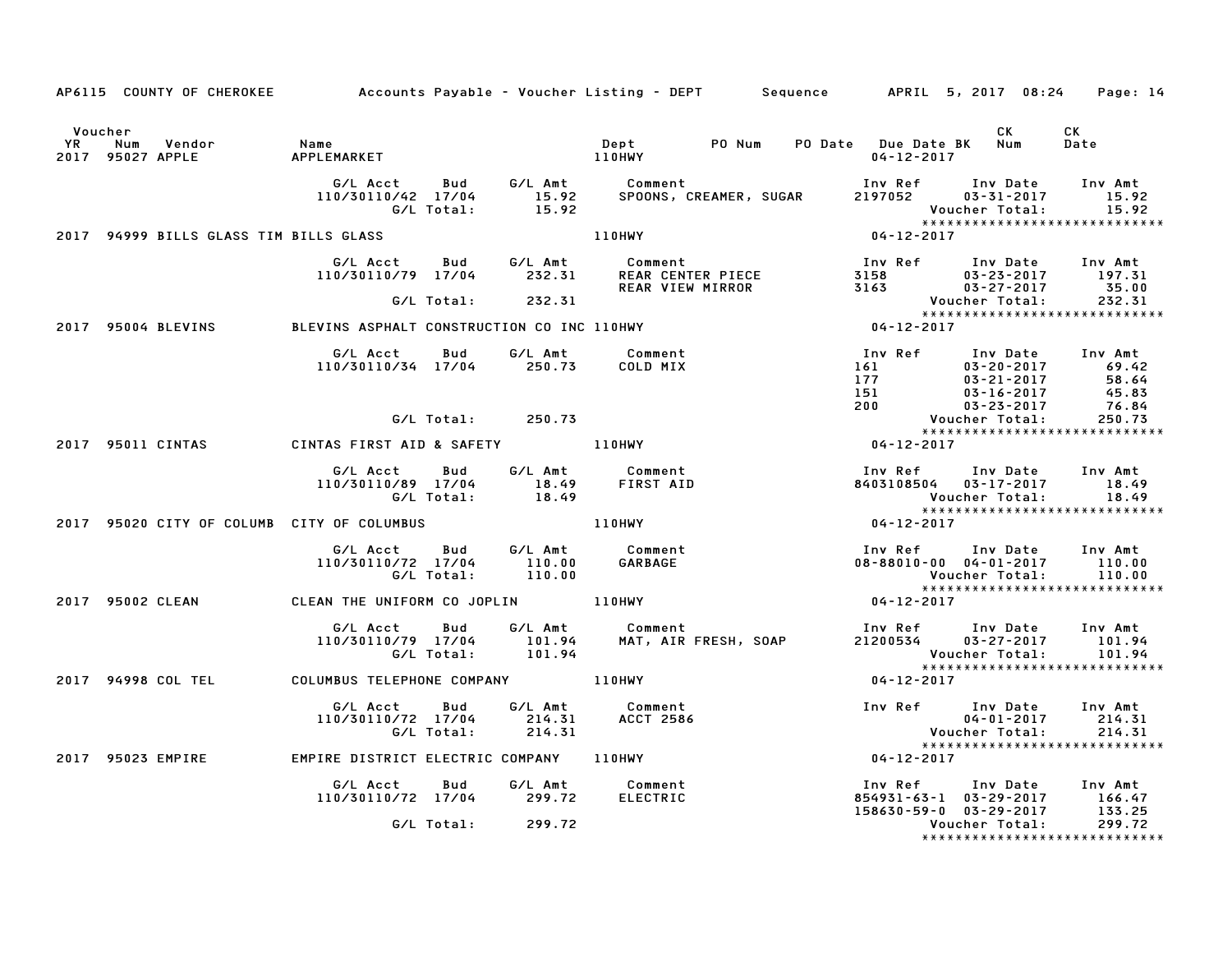AP6115 COUNTY OF CHEROKEE — Accounts Payable - Voucher Listing - DEPT — Sequence — APRIL 5, 2017 08:24

| Voucher YR | Num | Vendor | Name | Dept | PO Num | PO Date | Due Date BK | CK Num | CK Date |
|---|---|---|---|---|---|---|---|---|---|
| 2017 | 95027 | APPLE | APPLEMARKET | 110HWY | | | 04-12-2017 | | |

| G/L Acct | Bud | G/L Amt | Comment | Inv Ref | Inv Date | Inv Amt |
|---|---|---|---|---|---|---|
| 110/30110/42 | 17/04 | 15.92 | SPOONS, CREAMER, SUGAR | 2197052 | 03-31-2017 | 15.92 |
| | G/L Total: | 15.92 | | | Voucher Total: | 15.92 |

****************************

| Voucher YR | Num | Vendor | Name | Dept | Due Date BK |
|---|---|---|---|---|---|
| 2017 | 94999 | BILLS GLASS TIM | BILLS GLASS | 110HWY | 04-12-2017 |

| G/L Acct | Bud | G/L Amt | Comment | Inv Ref | Inv Date | Inv Amt |
|---|---|---|---|---|---|---|
| 110/30110/79 | 17/04 | 232.31 | REAR CENTER PIECE | 3158 | 03-23-2017 | 197.31 |
| | | | REAR VIEW MIRROR | 3163 | 03-27-2017 | 35.00 |
| | G/L Total: | 232.31 | | | Voucher Total: | 232.31 |

****************************

| Voucher YR | Num | Vendor | Name | Dept | Due Date BK |
|---|---|---|---|---|---|
| 2017 | 95004 | BLEVINS | BLEVINS ASPHALT CONSTRUCTION CO INC | 110HWY | 04-12-2017 |

| G/L Acct | Bud | G/L Amt | Comment | Inv Ref | Inv Date | Inv Amt |
|---|---|---|---|---|---|---|
| 110/30110/34 | 17/04 | 250.73 | COLD MIX | 161 | 03-20-2017 | 69.42 |
| | | | | 177 | 03-21-2017 | 58.64 |
| | | | | 151 | 03-16-2017 | 45.83 |
| | | | | 200 | 03-23-2017 | 76.84 |
| | G/L Total: | 250.73 | | | Voucher Total: | 250.73 |

****************************

| Voucher YR | Num | Vendor | Name | Dept | Due Date BK |
|---|---|---|---|---|---|
| 2017 | 95011 | CINTAS | CINTAS FIRST AID & SAFETY | 110HWY | 04-12-2017 |

| G/L Acct | Bud | G/L Amt | Comment | Inv Ref | Inv Date | Inv Amt |
|---|---|---|---|---|---|---|
| 110/30110/89 | 17/04 | 18.49 | FIRST AID | 8403108504 | 03-17-2017 | 18.49 |
| | G/L Total: | 18.49 | | | Voucher Total: | 18.49 |

****************************

| Voucher YR | Num | Vendor | Name | Dept | Due Date BK |
|---|---|---|---|---|---|
| 2017 | 95020 | CITY OF COLUMB | CITY OF COLUMBUS | 110HWY | 04-12-2017 |

| G/L Acct | Bud | G/L Amt | Comment | Inv Ref | Inv Date | Inv Amt |
|---|---|---|---|---|---|---|
| 110/30110/72 | 17/04 | 110.00 | GARBAGE | 08-88010-00 | 04-01-2017 | 110.00 |
| | G/L Total: | 110.00 | | | Voucher Total: | 110.00 |

****************************

| Voucher YR | Num | Vendor | Name | Dept | Due Date BK |
|---|---|---|---|---|---|
| 2017 | 95002 | CLEAN | CLEAN THE UNIFORM CO JOPLIN | 110HWY | 04-12-2017 |

| G/L Acct | Bud | G/L Amt | Comment | Inv Ref | Inv Date | Inv Amt |
|---|---|---|---|---|---|---|
| 110/30110/79 | 17/04 | 101.94 | MAT, AIR FRESH, SOAP | 21200534 | 03-27-2017 | 101.94 |
| | G/L Total: | 101.94 | | | Voucher Total: | 101.94 |

****************************

| Voucher YR | Num | Vendor | Name | Dept | Due Date BK |
|---|---|---|---|---|---|
| 2017 | 94998 | COL TEL | COLUMBUS TELEPHONE COMPANY | 110HWY | 04-12-2017 |

| G/L Acct | Bud | G/L Amt | Comment | Inv Ref | Inv Date | Inv Amt |
|---|---|---|---|---|---|---|
| 110/30110/72 | 17/04 | 214.31 | ACCT 2586 | | 04-01-2017 | 214.31 |
| | G/L Total: | 214.31 | | | Voucher Total: | 214.31 |

****************************

| Voucher YR | Num | Vendor | Name | Dept | Due Date BK |
|---|---|---|---|---|---|
| 2017 | 95023 | EMPIRE | EMPIRE DISTRICT ELECTRIC COMPANY | 110HWY | 04-12-2017 |

| G/L Acct | Bud | G/L Amt | Comment | Inv Ref | Inv Date | Inv Amt |
|---|---|---|---|---|---|---|
| 110/30110/72 | 17/04 | 299.72 | ELECTRIC | 854931-63-1 | 03-29-2017 | 166.47 |
| | | | | 158630-59-0 | 03-29-2017 | 133.25 |
| | G/L Total: | 299.72 | | | Voucher Total: | 299.72 |

****************************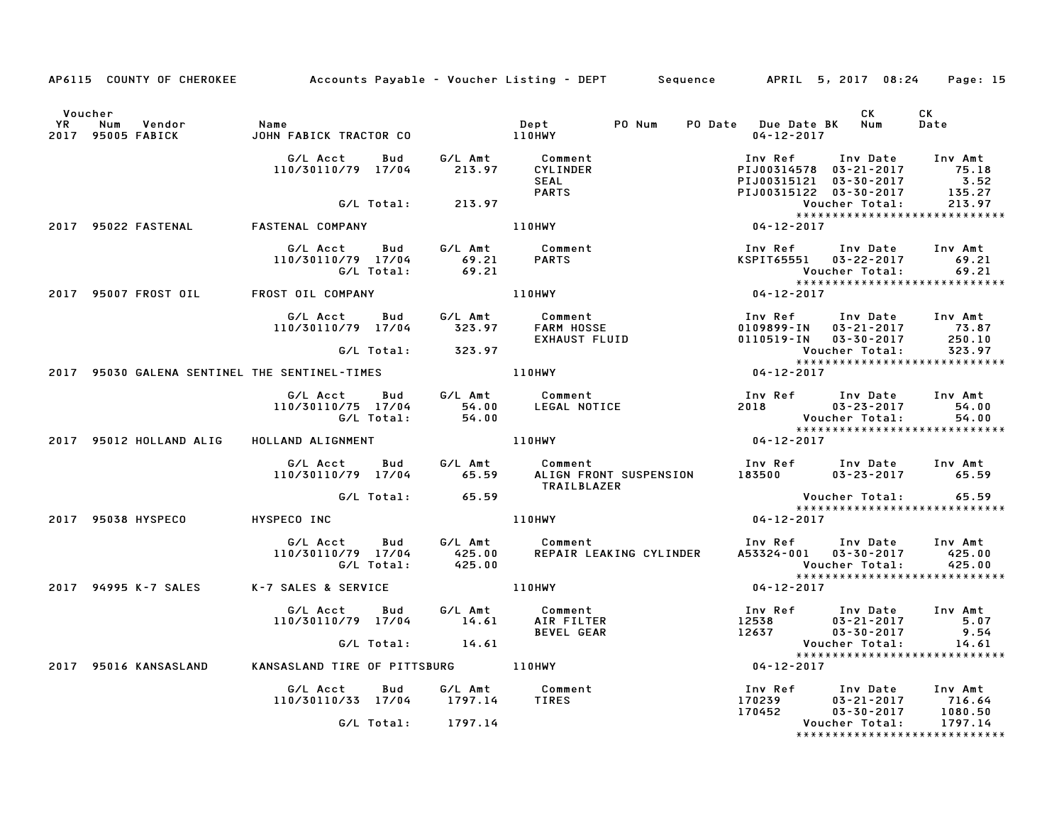AP6115 COUNTY OF CHEROKEE    Accounts Payable - Voucher Listing - DEPT    Sequence    APRIL 5, 2017 08:24

| Voucher YR | Num | Vendor | Name | Dept | PO Num | PO Date | Due Date BK | CK Num | CK Date |
|---|---|---|---|---|---|---|---|---|---|
| 2017 | 95005 | FABICK | JOHN FABICK TRACTOR CO | 110HWY | | | 04-12-2017 | | |

| G/L Acct | Bud | G/L Amt | Comment | Inv Ref | Inv Date | Inv Amt |
|---|---|---|---|---|---|---|
| 110/30110/79 | 17/04 | 213.97 | CYLINDER | PIJ00314578 | 03-21-2017 | 75.18 |
| | | | SEAL | PIJ00315121 | 03-30-2017 | 3.52 |
| | | | PARTS | PIJ00315122 | 03-30-2017 | 135.27 |
| | G/L Total: | 213.97 | | | Voucher Total: | 213.97 |

| Voucher YR | Num | Vendor | Name | Dept | Due Date |
|---|---|---|---|---|---|
| 2017 | 95022 | FASTENAL | FASTENAL COMPANY | 110HWY | 04-12-2017 |

| G/L Acct | Bud | G/L Amt | Comment | Inv Ref | Inv Date | Inv Amt |
|---|---|---|---|---|---|---|
| 110/30110/79 | 17/04 | 69.21 | PARTS | KSPIT65551 | 03-22-2017 | 69.21 |
| | G/L Total: | 69.21 | | | Voucher Total: | 69.21 |

| Voucher YR | Num | Vendor | Name | Dept | Due Date |
|---|---|---|---|---|---|
| 2017 | 95007 | FROST OIL | FROST OIL COMPANY | 110HWY | 04-12-2017 |

| G/L Acct | Bud | G/L Amt | Comment | Inv Ref | Inv Date | Inv Amt |
|---|---|---|---|---|---|---|
| 110/30110/79 | 17/04 | 323.97 | FARM HOSSE | 0109899-IN | 03-21-2017 | 73.87 |
| | | | EXHAUST FLUID | 0110519-IN | 03-30-2017 | 250.10 |
| | G/L Total: | 323.97 | | | Voucher Total: | 323.97 |

| Voucher YR | Num | Vendor | Name | Dept | Due Date |
|---|---|---|---|---|---|
| 2017 | 95030 | GALENA SENTINEL | THE SENTINEL-TIMES | 110HWY | 04-12-2017 |

| G/L Acct | Bud | G/L Amt | Comment | Inv Ref | Inv Date | Inv Amt |
|---|---|---|---|---|---|---|
| 110/30110/75 | 17/04 | 54.00 | LEGAL NOTICE | 2018 | 03-23-2017 | 54.00 |
| | G/L Total: | 54.00 | | | Voucher Total: | 54.00 |

| Voucher YR | Num | Vendor | Name | Dept | Due Date |
|---|---|---|---|---|---|
| 2017 | 95012 | HOLLAND ALIG | HOLLAND ALIGNMENT | 110HWY | 04-12-2017 |

| G/L Acct | Bud | G/L Amt | Comment | Inv Ref | Inv Date | Inv Amt |
|---|---|---|---|---|---|---|
| 110/30110/79 | 17/04 | 65.59 | ALIGN FRONT SUSPENSION TRAILBLAZER | 183500 | 03-23-2017 | 65.59 |
| | G/L Total: | 65.59 | | | Voucher Total: | 65.59 |

| Voucher YR | Num | Vendor | Name | Dept | Due Date |
|---|---|---|---|---|---|
| 2017 | 95038 | HYSPECO | HYSPECO INC | 110HWY | 04-12-2017 |

| G/L Acct | Bud | G/L Amt | Comment | Inv Ref | Inv Date | Inv Amt |
|---|---|---|---|---|---|---|
| 110/30110/79 | 17/04 | 425.00 | REPAIR LEAKING CYLINDER | A53324-001 | 03-30-2017 | 425.00 |
| | G/L Total: | 425.00 | | | Voucher Total: | 425.00 |

| Voucher YR | Num | Vendor | Name | Dept | Due Date |
|---|---|---|---|---|---|
| 2017 | 94995 | K-7 SALES | K-7 SALES & SERVICE | 110HWY | 04-12-2017 |

| G/L Acct | Bud | G/L Amt | Comment | Inv Ref | Inv Date | Inv Amt |
|---|---|---|---|---|---|---|
| 110/30110/79 | 17/04 | 14.61 | AIR FILTER | 12538 | 03-21-2017 | 5.07 |
| | | | BEVEL GEAR | 12637 | 03-30-2017 | 9.54 |
| | G/L Total: | 14.61 | | | Voucher Total: | 14.61 |

| Voucher YR | Num | Vendor | Name | Dept | Due Date |
|---|---|---|---|---|---|
| 2017 | 95016 | KANSASLAND | KANSASLAND TIRE OF PITTSBURG | 110HWY | 04-12-2017 |

| G/L Acct | Bud | G/L Amt | Comment | Inv Ref | Inv Date | Inv Amt |
|---|---|---|---|---|---|---|
| 110/30110/33 | 17/04 | 1797.14 | TIRES | 170239 | 03-21-2017 | 716.64 |
| | | | | 170452 | 03-30-2017 | 1080.50 |
| | G/L Total: | 1797.14 | | | Voucher Total: | 1797.14 |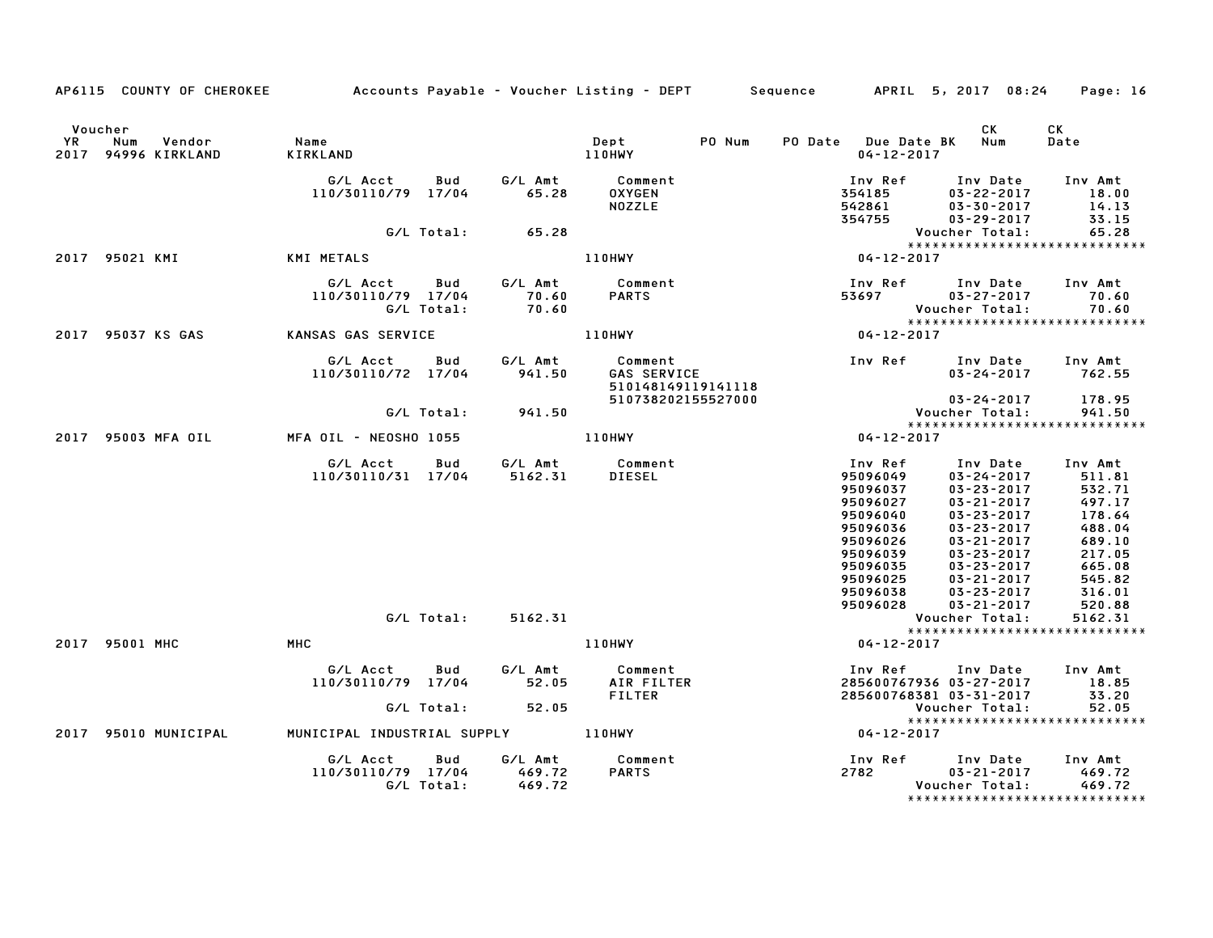AP6115 COUNTY OF CHEROKEE — Accounts Payable - Voucher Listing - DEPT — Sequence — APRIL 5, 2017 08:24

| Voucher YR | Num | Vendor | Name | Dept | PO Num | PO Date | Due Date BK | CK Num | CK Date |
|---|---|---|---|---|---|---|---|---|---|
| 2017 | 94996 | KIRKLAND | KIRKLAND | 110HWY | | | 04-12-2017 | | |

| G/L Acct | Bud | G/L Amt | Comment | Inv Ref | Inv Date | Inv Amt |
|---|---|---|---|---|---|---|
| 110/30110/79 | 17/04 | 65.28 | OXYGEN | 354185 | 03-22-2017 | 18.00 |
| | | | NOZZLE | 542861 | 03-30-2017 | 14.13 |
| | | | | 354755 | 03-29-2017 | 33.15 |
| | G/L Total: | 65.28 | | | Voucher Total: | 65.28 |

*****************************

| Voucher YR | Num | Vendor | Name | Dept | Due Date |
|---|---|---|---|---|---|
| 2017 | 95021 | KMI | KMI METALS | 110HWY | 04-12-2017 |

| G/L Acct | Bud | G/L Amt | Comment | Inv Ref | Inv Date | Inv Amt |
|---|---|---|---|---|---|---|
| 110/30110/79 | 17/04 | 70.60 | PARTS | 53697 | 03-27-2017 | 70.60 |
| | G/L Total: | 70.60 | | | Voucher Total: | 70.60 |

*****************************

| Voucher YR | Num | Vendor | Name | Dept | Due Date |
|---|---|---|---|---|---|
| 2017 | 95037 | KS GAS | KANSAS GAS SERVICE | 110HWY | 04-12-2017 |

| G/L Acct | Bud | G/L Amt | Comment | Inv Ref | Inv Date | Inv Amt |
|---|---|---|---|---|---|---|
| 110/30110/72 | 17/04 | 941.50 | GAS SERVICE | | 03-24-2017 | 762.55 |
| | | | 510148149119141118 | | | |
| | | | 510738202155527000 | | 03-24-2017 | 178.95 |
| | G/L Total: | 941.50 | | | Voucher Total: | 941.50 |

*****************************

| Voucher YR | Num | Vendor | Name | Dept | Due Date |
|---|---|---|---|---|---|
| 2017 | 95003 | MFA OIL | MFA OIL - NEOSHO 1055 | 110HWY | 04-12-2017 |

| G/L Acct | Bud | G/L Amt | Comment | Inv Ref | Inv Date | Inv Amt |
|---|---|---|---|---|---|---|
| 110/30110/31 | 17/04 | 5162.31 | DIESEL | 95096049 | 03-24-2017 | 511.81 |
| | | | | 95096037 | 03-23-2017 | 532.71 |
| | | | | 95096027 | 03-21-2017 | 497.17 |
| | | | | 95096040 | 03-23-2017 | 178.64 |
| | | | | 95096036 | 03-23-2017 | 488.04 |
| | | | | 95096026 | 03-21-2017 | 689.10 |
| | | | | 95096039 | 03-23-2017 | 217.05 |
| | | | | 95096035 | 03-23-2017 | 665.08 |
| | | | | 95096025 | 03-21-2017 | 545.82 |
| | | | | 95096038 | 03-23-2017 | 316.01 |
| | | | | 95096028 | 03-21-2017 | 520.88 |
| | G/L Total: | 5162.31 | | | Voucher Total: | 5162.31 |

*****************************

| Voucher YR | Num | Vendor | Name | Dept | Due Date |
|---|---|---|---|---|---|
| 2017 | 95001 | MHC | MHC | 110HWY | 04-12-2017 |

| G/L Acct | Bud | G/L Amt | Comment | Inv Ref | Inv Date | Inv Amt |
|---|---|---|---|---|---|---|
| 110/30110/79 | 17/04 | 52.05 | AIR FILTER | 285600767936 | 03-27-2017 | 18.85 |
| | | | FILTER | 285600768381 | 03-31-2017 | 33.20 |
| | G/L Total: | 52.05 | | | Voucher Total: | 52.05 |

*****************************

| Voucher YR | Num | Vendor | Name | Dept | Due Date |
|---|---|---|---|---|---|
| 2017 | 95010 | MUNICIPAL | MUNICIPAL INDUSTRIAL SUPPLY | 110HWY | 04-12-2017 |

| G/L Acct | Bud | G/L Amt | Comment | Inv Ref | Inv Date | Inv Amt |
|---|---|---|---|---|---|---|
| 110/30110/79 | 17/04 | 469.72 | PARTS | 2782 | 03-21-2017 | 469.72 |
| | G/L Total: | 469.72 | | | Voucher Total: | 469.72 |

*****************************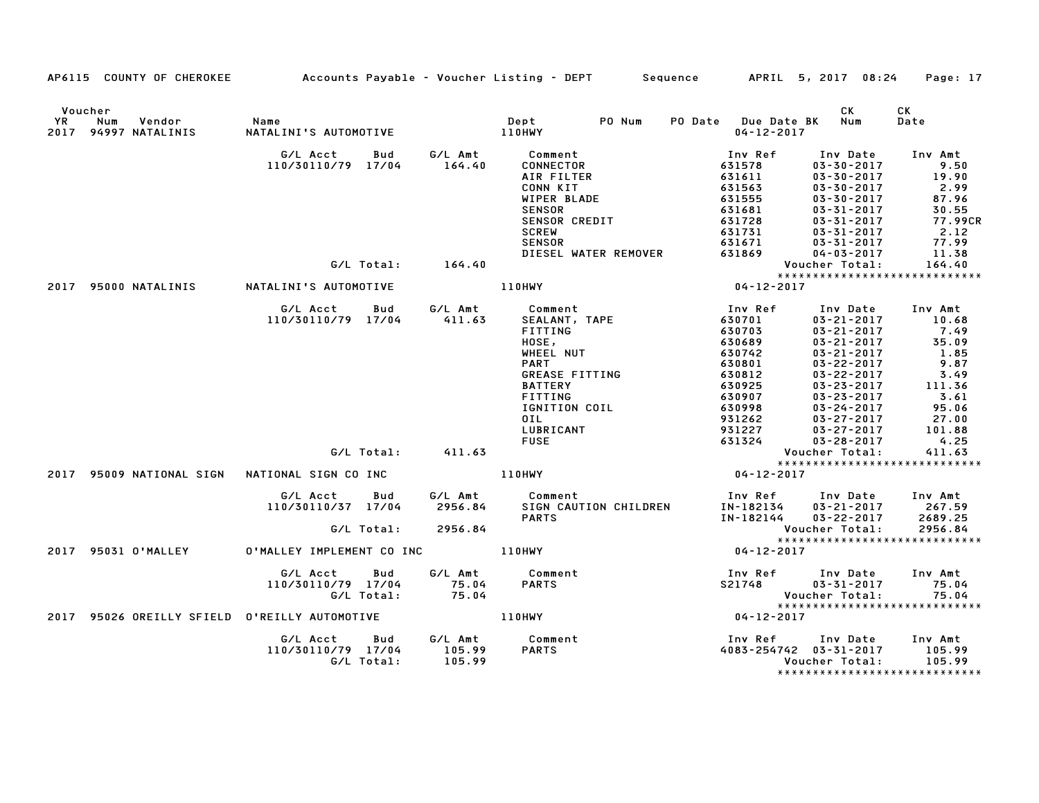AP6115 COUNTY OF CHEROKEE — Accounts Payable - Voucher Listing - DEPT — Sequence — APRIL 5, 2017 08:24

| Voucher YR | Num | Vendor | Name | Dept | PO Num | PO Date | Due Date BK | CK Num | CK Date |
|---|---|---|---|---|---|---|---|---|---|
| 2017 | 94997 | NATALINIS | NATALINI'S AUTOMOTIVE | 110HWY | | | 04-12-2017 | | |

| G/L Acct | Bud | G/L Amt | Comment | Inv Ref | Inv Date | Inv Amt |
|---|---|---|---|---|---|---|
| 110/30110/79 | 17/04 | 164.40 | CONNECTOR | 631578 | 03-30-2017 | 9.50 |
| | | | AIR FILTER | 631611 | 03-30-2017 | 19.90 |
| | | | CONN KIT | 631563 | 03-30-2017 | 2.99 |
| | | | WIPER BLADE | 631555 | 03-30-2017 | 87.96 |
| | | | SENSOR | 631681 | 03-31-2017 | 30.55 |
| | | | SENSOR CREDIT | 631728 | 03-31-2017 | 77.99CR |
| | | | SCREW | 631731 | 03-31-2017 | 2.12 |
| | | | SENSOR | 631671 | 03-31-2017 | 77.99 |
| | | | DIESEL WATER REMOVER | 631869 | 04-03-2017 | 11.38 |
| | G/L Total: | 164.40 | | | Voucher Total: | 164.40 |

****************************

| Voucher YR | Num | Vendor | Name | Dept | PO Num | PO Date | Due Date BK | CK Num | CK Date |
|---|---|---|---|---|---|---|---|---|---|
| 2017 | 95000 | NATALINIS | NATALINI'S AUTOMOTIVE | 110HWY | | | 04-12-2017 | | |

| G/L Acct | Bud | G/L Amt | Comment | Inv Ref | Inv Date | Inv Amt |
|---|---|---|---|---|---|---|
| 110/30110/79 | 17/04 | 411.63 | SEALANT, TAPE | 630701 | 03-21-2017 | 10.68 |
| | | | FITTING | 630703 | 03-21-2017 | 7.49 |
| | | | HOSE, | 630689 | 03-21-2017 | 35.09 |
| | | | WHEEL NUT | 630742 | 03-21-2017 | 1.85 |
| | | | PART | 630801 | 03-22-2017 | 9.87 |
| | | | GREASE FITTING | 630812 | 03-22-2017 | 3.49 |
| | | | BATTERY | 630925 | 03-23-2017 | 111.36 |
| | | | FITTING | 630907 | 03-23-2017 | 3.61 |
| | | | IGNITION COIL | 630998 | 03-24-2017 | 95.06 |
| | | | OIL | 931262 | 03-27-2017 | 27.00 |
| | | | LUBRICANT | 931227 | 03-27-2017 | 101.88 |
| | | | FUSE | 631324 | 03-28-2017 | 4.25 |
| | G/L Total: | 411.63 | | | Voucher Total: | 411.63 |

****************************

| Voucher YR | Num | Vendor | Name | Dept | PO Num | PO Date | Due Date BK | CK Num | CK Date |
|---|---|---|---|---|---|---|---|---|---|
| 2017 | 95009 | NATIONAL SIGN | NATIONAL SIGN CO INC | 110HWY | | | 04-12-2017 | | |

| G/L Acct | Bud | G/L Amt | Comment | Inv Ref | Inv Date | Inv Amt |
|---|---|---|---|---|---|---|
| 110/30110/37 | 17/04 | 2956.84 | SIGN CAUTION CHILDREN | IN-182134 | 03-21-2017 | 267.59 |
| | | | PARTS | IN-182144 | 03-22-2017 | 2689.25 |
| | G/L Total: | 2956.84 | | | Voucher Total: | 2956.84 |

****************************

| Voucher YR | Num | Vendor | Name | Dept | PO Num | PO Date | Due Date BK | CK Num | CK Date |
|---|---|---|---|---|---|---|---|---|---|
| 2017 | 95031 | O'MALLEY | O'MALLEY IMPLEMENT CO INC | 110HWY | | | 04-12-2017 | | |

| G/L Acct | Bud | G/L Amt | Comment | Inv Ref | Inv Date | Inv Amt |
|---|---|---|---|---|---|---|
| 110/30110/79 | 17/04 | 75.04 | PARTS | S21748 | 03-31-2017 | 75.04 |
| | G/L Total: | 75.04 | | | Voucher Total: | 75.04 |

****************************

| Voucher YR | Num | Vendor | Name | Dept | PO Num | PO Date | Due Date BK | CK Num | CK Date |
|---|---|---|---|---|---|---|---|---|---|
| 2017 | 95026 | OREILLY SFIELD | O'REILLY AUTOMOTIVE | 110HWY | | | 04-12-2017 | | |

| G/L Acct | Bud | G/L Amt | Comment | Inv Ref | Inv Date | Inv Amt |
|---|---|---|---|---|---|---|
| 110/30110/79 | 17/04 | 105.99 | PARTS | 4083-254742 | 03-31-2017 | 105.99 |
| | G/L Total: | 105.99 | | | Voucher Total: | 105.99 |

****************************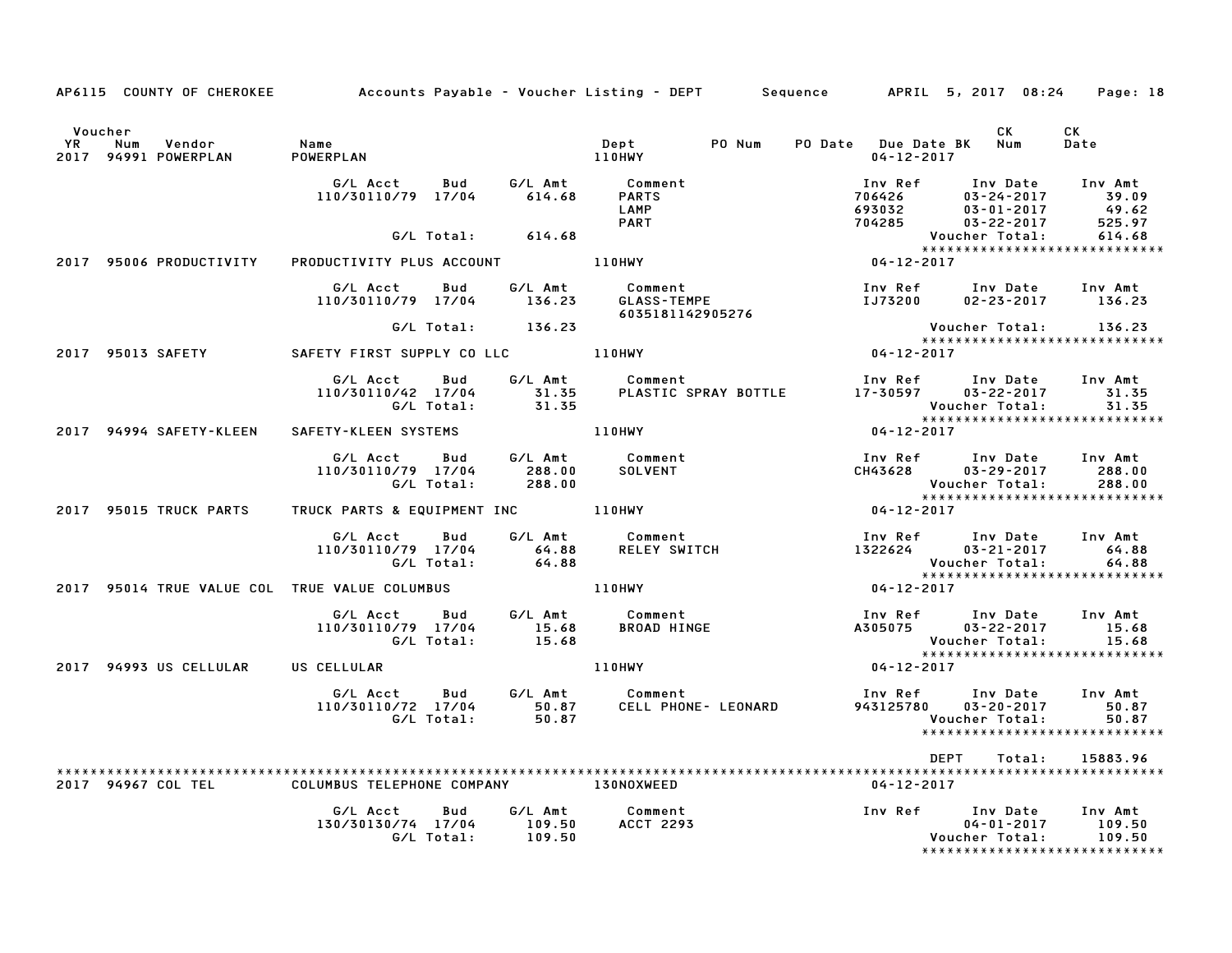AP6115 COUNTY OF CHEROKEE    Accounts Payable - Voucher Listing - DEPT    Sequence    APRIL 5, 2017 08:24

| Voucher YR | Num | Vendor | Name | Dept | PO Num | PO Date | Due Date BK | CK Num | CK Date |
|---|---|---|---|---|---|---|---|---|---|
| 2017 | 94991 | POWERPLAN | POWERPLAN | 110HWY | | | 04-12-2017 | | |

| G/L Acct | Bud | G/L Amt | Comment | Inv Ref | Inv Date | Inv Amt |
|---|---|---|---|---|---|---|
| 110/30110/79 | 17/04 | 614.68 | PARTS | 706426 | 03-24-2017 | 39.09 |
| | | | LAMP | 693032 | 03-01-2017 | 49.62 |
| | | | PART | 704285 | 03-22-2017 | 525.97 |
| | G/L Total: | 614.68 | | | Voucher Total: | 614.68 |

*****************************

| Voucher YR | Num | Vendor | Name | Dept | Due Date |
|---|---|---|---|---|---|
| 2017 | 95006 | PRODUCTIVITY | PRODUCTIVITY PLUS ACCOUNT | 110HWY | 04-12-2017 |

| G/L Acct | Bud | G/L Amt | Comment | Inv Ref | Inv Date | Inv Amt |
|---|---|---|---|---|---|---|
| 110/30110/79 | 17/04 | 136.23 | GLASS-TEMPE 6035181142905276 | IJ73200 | 02-23-2017 | 136.23 |
| | G/L Total: | 136.23 | | | Voucher Total: | 136.23 |

*****************************

| Voucher YR | Num | Vendor | Name | Dept | Due Date |
|---|---|---|---|---|---|
| 2017 | 95013 | SAFETY | SAFETY FIRST SUPPLY CO LLC | 110HWY | 04-12-2017 |

| G/L Acct | Bud | G/L Amt | Comment | Inv Ref | Inv Date | Inv Amt |
|---|---|---|---|---|---|---|
| 110/30110/42 | 17/04 | 31.35 | PLASTIC SPRAY BOTTLE | 17-30597 | 03-22-2017 | 31.35 |
| | G/L Total: | 31.35 | | | Voucher Total: | 31.35 |

*****************************

| Voucher YR | Num | Vendor | Name | Dept | Due Date |
|---|---|---|---|---|---|
| 2017 | 94994 | SAFETY-KLEEN | SAFETY-KLEEN SYSTEMS | 110HWY | 04-12-2017 |

| G/L Acct | Bud | G/L Amt | Comment | Inv Ref | Inv Date | Inv Amt |
|---|---|---|---|---|---|---|
| 110/30110/79 | 17/04 | 288.00 | SOLVENT | CH43628 | 03-29-2017 | 288.00 |
| | G/L Total: | 288.00 | | | Voucher Total: | 288.00 |

*****************************

| Voucher YR | Num | Vendor | Name | Dept | Due Date |
|---|---|---|---|---|---|
| 2017 | 95015 | TRUCK PARTS | TRUCK PARTS & EQUIPMENT INC | 110HWY | 04-12-2017 |

| G/L Acct | Bud | G/L Amt | Comment | Inv Ref | Inv Date | Inv Amt |
|---|---|---|---|---|---|---|
| 110/30110/79 | 17/04 | 64.88 | RELEY SWITCH | 1322624 | 03-21-2017 | 64.88 |
| | G/L Total: | 64.88 | | | Voucher Total: | 64.88 |

*****************************

| Voucher YR | Num | Vendor | Name | Dept | Due Date |
|---|---|---|---|---|---|
| 2017 | 95014 | TRUE VALUE COL | TRUE VALUE COLUMBUS | 110HWY | 04-12-2017 |

| G/L Acct | Bud | G/L Amt | Comment | Inv Ref | Inv Date | Inv Amt |
|---|---|---|---|---|---|---|
| 110/30110/79 | 17/04 | 15.68 | BROAD HINGE | A305075 | 03-22-2017 | 15.68 |
| | G/L Total: | 15.68 | | | Voucher Total: | 15.68 |

*****************************

| Voucher YR | Num | Vendor | Name | Dept | Due Date |
|---|---|---|---|---|---|
| 2017 | 94993 | US CELLULAR | US CELLULAR | 110HWY | 04-12-2017 |

| G/L Acct | Bud | G/L Amt | Comment | Inv Ref | Inv Date | Inv Amt |
|---|---|---|---|---|---|---|
| 110/30110/72 | 17/04 | 50.87 | CELL PHONE- LEONARD | 943125780 | 03-20-2017 | 50.87 |
| | G/L Total: | 50.87 | | | Voucher Total: | 50.87 |

*****************************

DEPT Total: 15883.96

*****************************

| Voucher YR | Num | Vendor | Name | Dept | Due Date |
|---|---|---|---|---|---|
| 2017 | 94967 | COL TEL | COLUMBUS TELEPHONE COMPANY | 130NOXWEED | 04-12-2017 |

| G/L Acct | Bud | G/L Amt | Comment | Inv Ref | Inv Date | Inv Amt |
|---|---|---|---|---|---|---|
| 130/30130/74 | 17/04 | 109.50 | ACCT 2293 | | 04-01-2017 | 109.50 |
| | G/L Total: | 109.50 | | | Voucher Total: | 109.50 |

*****************************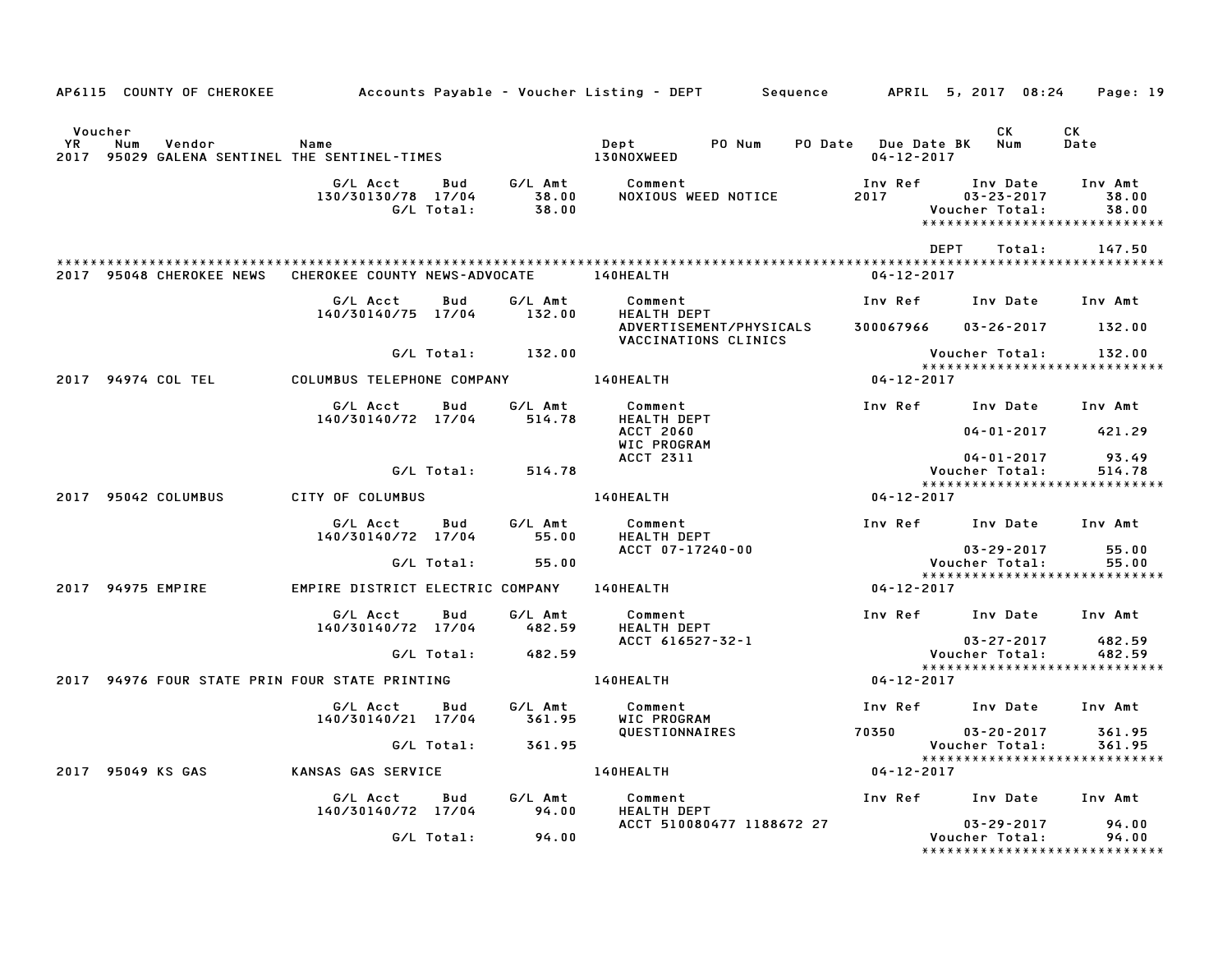AP6115 COUNTY OF CHEROKEE Accounts Payable - Voucher Listing - DEPT Sequence APRIL 5, 2017 08:24

| Voucher YR | Num | Vendor | Name | Dept | PO Num | PO Date | Due Date BK | CK Num | CK Date |
|---|---|---|---|---|---|---|---|---|---|
| 2017 | 95029 | GALENA SENTINEL | THE SENTINEL-TIMES | 130NOXWEED | | | 04-12-2017 | | |

| G/L Acct | Bud | G/L Amt | Comment | Inv Ref | Inv Date | Inv Amt |
|---|---|---|---|---|---|---|
| 130/30130/78 | 17/04 | 38.00 | NOXIOUS WEED NOTICE | 2017 | 03-23-2017 | 38.00 |
| | G/L Total: | 38.00 | | | Voucher Total: | 38.00 |

DEPT Total: 147.50

| YR | Num | Vendor | Name | Dept | Due Date |
|---|---|---|---|---|---|
| 2017 | 95048 | CHEROKEE NEWS | CHEROKEE COUNTY NEWS-ADVOCATE | 140HEALTH | 04-12-2017 |

| G/L Acct | Bud | G/L Amt | Comment | Inv Ref | Inv Date | Inv Amt |
|---|---|---|---|---|---|---|
| 140/30140/75 | 17/04 | 132.00 | HEALTH DEPT | | | |
| | | | ADVERTISEMENT/PHYSICALS | 300067966 | 03-26-2017 | 132.00 |
| | | | VACCINATIONS CLINICS | | | |
| | G/L Total: | 132.00 | | | Voucher Total: | 132.00 |

| YR | Num | Vendor | Name | Dept | Due Date |
|---|---|---|---|---|---|
| 2017 | 94974 | COL TEL | COLUMBUS TELEPHONE COMPANY | 140HEALTH | 04-12-2017 |

| G/L Acct | Bud | G/L Amt | Comment | Inv Ref | Inv Date | Inv Amt |
|---|---|---|---|---|---|---|
| 140/30140/72 | 17/04 | 514.78 | HEALTH DEPT | | | |
| | | | ACCT 2060 | | 04-01-2017 | 421.29 |
| | | | WIC PROGRAM | | | |
| | | | ACCT 2311 | | 04-01-2017 | 93.49 |
| | G/L Total: | 514.78 | | | Voucher Total: | 514.78 |

| YR | Num | Vendor | Name | Dept | Due Date |
|---|---|---|---|---|---|
| 2017 | 95042 | COLUMBUS | CITY OF COLUMBUS | 140HEALTH | 04-12-2017 |

| G/L Acct | Bud | G/L Amt | Comment | Inv Ref | Inv Date | Inv Amt |
|---|---|---|---|---|---|---|
| 140/30140/72 | 17/04 | 55.00 | HEALTH DEPT | | | |
| | | | ACCT 07-17240-00 | | 03-29-2017 | 55.00 |
| | G/L Total: | 55.00 | | | Voucher Total: | 55.00 |

| YR | Num | Vendor | Name | Dept | Due Date |
|---|---|---|---|---|---|
| 2017 | 94975 | EMPIRE | EMPIRE DISTRICT ELECTRIC COMPANY | 140HEALTH | 04-12-2017 |

| G/L Acct | Bud | G/L Amt | Comment | Inv Ref | Inv Date | Inv Amt |
|---|---|---|---|---|---|---|
| 140/30140/72 | 17/04 | 482.59 | HEALTH DEPT | | | |
| | | | ACCT 616527-32-1 | | 03-27-2017 | 482.59 |
| | G/L Total: | 482.59 | | | Voucher Total: | 482.59 |

| YR | Num | Vendor | Name | Dept | Due Date |
|---|---|---|---|---|---|
| 2017 | 94976 | FOUR STATE PRIN | FOUR STATE PRINTING | 140HEALTH | 04-12-2017 |

| G/L Acct | Bud | G/L Amt | Comment | Inv Ref | Inv Date | Inv Amt |
|---|---|---|---|---|---|---|
| 140/30140/21 | 17/04 | 361.95 | WIC PROGRAM | | | |
| | | | QUESTIONNAIRES | 70350 | 03-20-2017 | 361.95 |
| | G/L Total: | 361.95 | | | Voucher Total: | 361.95 |

| YR | Num | Vendor | Name | Dept | Due Date |
|---|---|---|---|---|---|
| 2017 | 95049 | KS GAS | KANSAS GAS SERVICE | 140HEALTH | 04-12-2017 |

| G/L Acct | Bud | G/L Amt | Comment | Inv Ref | Inv Date | Inv Amt |
|---|---|---|---|---|---|---|
| 140/30140/72 | 17/04 | 94.00 | HEALTH DEPT | | | |
| | | | ACCT 510080477 1188672 27 | | 03-29-2017 | 94.00 |
| | G/L Total: | 94.00 | | | Voucher Total: | 94.00 |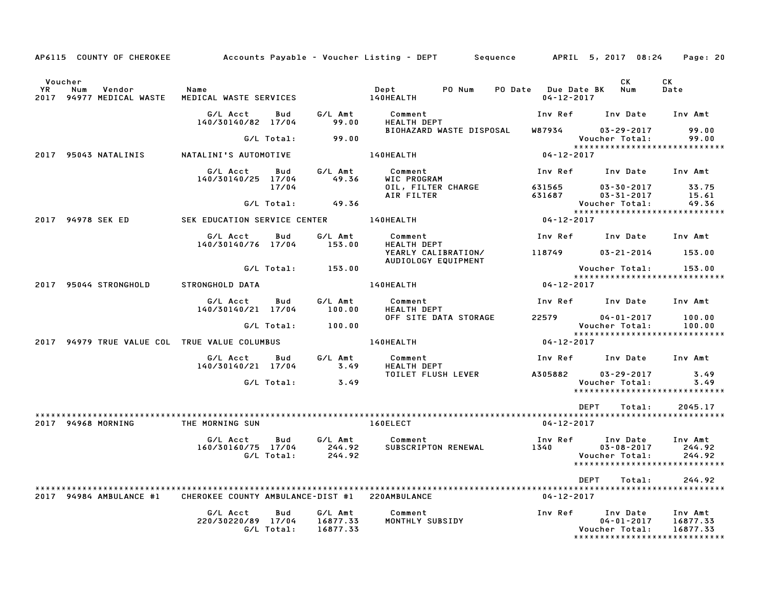AP6115 COUNTY OF CHEROKEE — Accounts Payable - Voucher Listing - DEPT — Sequence — APRIL 5, 2017 08:24

| YR | Voucher Num | Vendor | Name | Dept | PO Num | PO Date | Due Date | BK | CK Num | CK Date |
|---|---|---|---|---|---|---|---|---|---|---|
| 2017 | 94977 | MEDICAL WASTE | MEDICAL WASTE SERVICES | 140HEALTH | | | 04-12-2017 | | | |

| G/L Acct | Bud | G/L Amt | Comment | Inv Ref | Inv Date | Inv Amt |
|---|---|---|---|---|---|---|
| 140/30140/82 | 17/04 | 99.00 | HEALTH DEPT | | | |
| | | | BIOHAZARD WASTE DISPOSAL | W87934 | 03-29-2017 | 99.00 |
| | G/L Total: | 99.00 | | | Voucher Total: | 99.00 |

****************************

| YR | Voucher Num | Vendor | Name | Dept | Due Date |
|---|---|---|---|---|---|
| 2017 | 95043 | NATALINIS | NATALINI'S AUTOMOTIVE | 140HEALTH | 04-12-2017 |

| G/L Acct | Bud | G/L Amt | Comment | Inv Ref | Inv Date | Inv Amt |
|---|---|---|---|---|---|---|
| 140/30140/25 | 17/04 | 49.36 | WIC PROGRAM | | | |
| | 17/04 | | OIL, FILTER CHARGE | 631565 | 03-30-2017 | 33.75 |
| | | | AIR FILTER | 631687 | 03-31-2017 | 15.61 |
| | G/L Total: | 49.36 | | | Voucher Total: | 49.36 |

****************************

| YR | Voucher Num | Vendor | Name | Dept | Due Date |
|---|---|---|---|---|---|
| 2017 | 94978 | SEK ED | SEK EDUCATION SERVICE CENTER | 140HEALTH | 04-12-2017 |

| G/L Acct | Bud | G/L Amt | Comment | Inv Ref | Inv Date | Inv Amt |
|---|---|---|---|---|---|---|
| 140/30140/76 | 17/04 | 153.00 | HEALTH DEPT | | | |
| | | | YEARLY CALIBRATION/ | 118749 | 03-21-2014 | 153.00 |
| | | | AUDIOLOGY EQUIPMENT | | | |
| | G/L Total: | 153.00 | | | Voucher Total: | 153.00 |

****************************

| YR | Voucher Num | Vendor | Name | Dept | Due Date |
|---|---|---|---|---|---|
| 2017 | 95044 | STRONGHOLD | STRONGHOLD DATA | 140HEALTH | 04-12-2017 |

| G/L Acct | Bud | G/L Amt | Comment | Inv Ref | Inv Date | Inv Amt |
|---|---|---|---|---|---|---|
| 140/30140/21 | 17/04 | 100.00 | HEALTH DEPT | | | |
| | | | OFF SITE DATA STORAGE | 22579 | 04-01-2017 | 100.00 |
| | G/L Total: | 100.00 | | | Voucher Total: | 100.00 |

****************************

| YR | Voucher Num | Vendor | Name | Dept | Due Date |
|---|---|---|---|---|---|
| 2017 | 94979 | TRUE VALUE COL | TRUE VALUE COLUMBUS | 140HEALTH | 04-12-2017 |

| G/L Acct | Bud | G/L Amt | Comment | Inv Ref | Inv Date | Inv Amt |
|---|---|---|---|---|---|---|
| 140/30140/21 | 17/04 | 3.49 | HEALTH DEPT | | | |
| | | | TOILET FLUSH LEVER | A305882 | 03-29-2017 | 3.49 |
| | G/L Total: | 3.49 | | | Voucher Total: | 3.49 |

****************************

DEPT Total: 2045.17

****************************

| YR | Voucher Num | Vendor | Name | Dept | Due Date |
|---|---|---|---|---|---|
| 2017 | 94968 | MORNING | THE MORNING SUN | 160ELECT | 04-12-2017 |

| G/L Acct | Bud | G/L Amt | Comment | Inv Ref | Inv Date | Inv Amt |
|---|---|---|---|---|---|---|
| 160/30160/75 | 17/04 | 244.92 | SUBSCRIPTON RENEWAL | 1340 | 03-08-2017 | 244.92 |
| | G/L Total: | 244.92 | | | Voucher Total: | 244.92 |

****************************

DEPT Total: 244.92

****************************

| YR | Voucher Num | Vendor | Name | Dept | Due Date |
|---|---|---|---|---|---|
| 2017 | 94984 | AMBULANCE #1 | CHEROKEE COUNTY AMBULANCE-DIST #1 | 220AMBULANCE | 04-12-2017 |

| G/L Acct | Bud | G/L Amt | Comment | Inv Ref | Inv Date | Inv Amt |
|---|---|---|---|---|---|---|
| 220/30220/89 | 17/04 | 16877.33 | MONTHLY SUBSIDY | | 04-01-2017 | 16877.33 |
| | G/L Total: | 16877.33 | | | Voucher Total: | 16877.33 |

****************************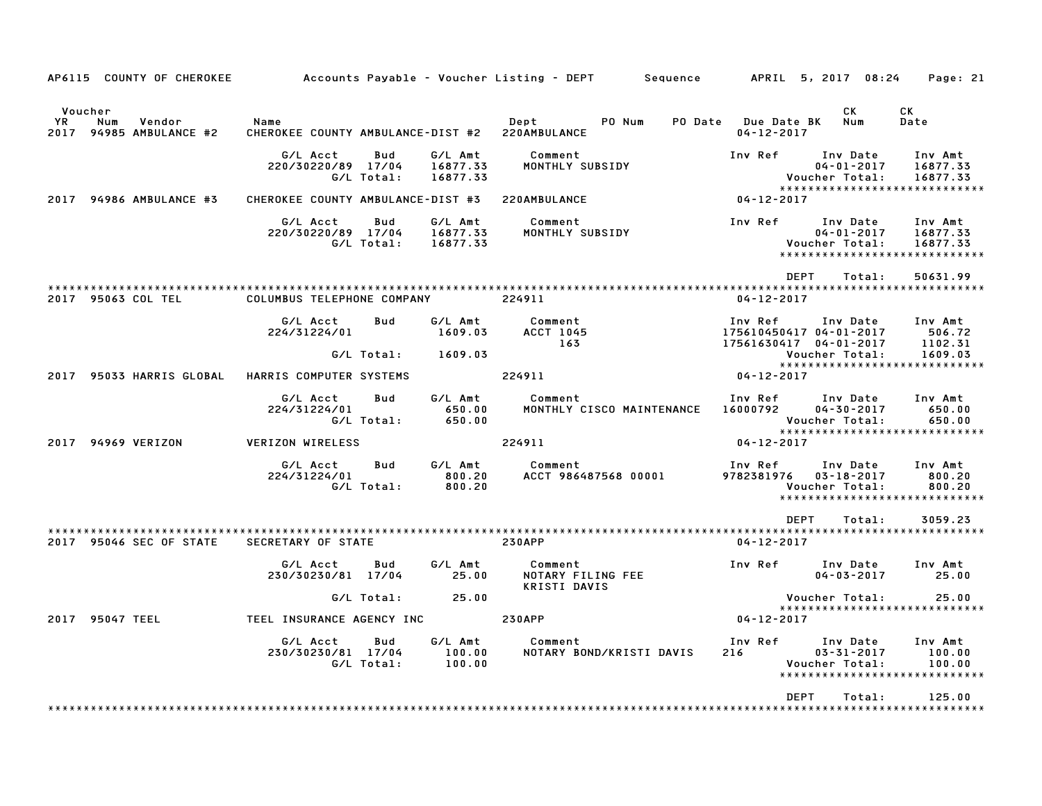AP6115 COUNTY OF CHEROKEE — Accounts Payable - Voucher Listing - DEPT — Sequence — APRIL 5, 2017 08:24

| Voucher YR | Num | Vendor | Name | Dept | PO Num | PO Date | Due Date BK | CK Num | CK Date |
|---|---|---|---|---|---|---|---|---|---|
| 2017 | 94985 | AMBULANCE #2 | CHEROKEE COUNTY AMBULANCE-DIST #2 | 220AMBULANCE | | | 04-12-2017 | | |

| G/L Acct | Bud | G/L Amt | Comment | Inv Ref | Inv Date | Inv Amt |
|---|---|---|---|---|---|---|
| 220/30220/89 | 17/04 | 16877.33 | MONTHLY SUBSIDY | | 04-01-2017 | 16877.33 |
| | G/L Total: | 16877.33 | | | Voucher Total: | 16877.33 |

| 2017 | 94986 | AMBULANCE #3 | CHEROKEE COUNTY AMBULANCE-DIST #3 | 220AMBULANCE | | | 04-12-2017 | | |
|---|---|---|---|---|---|---|---|---|---|

| G/L Acct | Bud | G/L Amt | Comment | Inv Ref | Inv Date | Inv Amt |
|---|---|---|---|---|---|---|
| 220/30220/89 | 17/04 | 16877.33 | MONTHLY SUBSIDY | | 04-01-2017 | 16877.33 |
| | G/L Total: | 16877.33 | | | Voucher Total: | 16877.33 |

DEPT Total: 50631.99

| 2017 | 95063 | COL TEL | COLUMBUS TELEPHONE COMPANY | 224911 | | | 04-12-2017 | | |
|---|---|---|---|---|---|---|---|---|---|

| G/L Acct | Bud | G/L Amt | Comment | Inv Ref | Inv Date | Inv Amt |
|---|---|---|---|---|---|---|
| 224/31224/01 | | 1609.03 | ACCT 1045 | 175610450417 | 04-01-2017 | 506.72 |
| | | | 163 | 17561630417 | 04-01-2017 | 1102.31 |
| | G/L Total: | 1609.03 | | | Voucher Total: | 1609.03 |

| 2017 | 95033 | HARRIS GLOBAL | HARRIS COMPUTER SYSTEMS | 224911 | | | 04-12-2017 | | |
|---|---|---|---|---|---|---|---|---|---|

| G/L Acct | Bud | G/L Amt | Comment | Inv Ref | Inv Date | Inv Amt |
|---|---|---|---|---|---|---|
| 224/31224/01 | | 650.00 | MONTHLY CISCO MAINTENANCE | 16000792 | 04-30-2017 | 650.00 |
| | G/L Total: | 650.00 | | | Voucher Total: | 650.00 |

| 2017 | 94969 | VERIZON | VERIZON WIRELESS | 224911 | | | 04-12-2017 | | |
|---|---|---|---|---|---|---|---|---|---|

| G/L Acct | Bud | G/L Amt | Comment | Inv Ref | Inv Date | Inv Amt |
|---|---|---|---|---|---|---|
| 224/31224/01 | | 800.20 | ACCT 986487568 00001 | 9782381976 | 03-18-2017 | 800.20 |
| | G/L Total: | 800.20 | | | Voucher Total: | 800.20 |

DEPT Total: 3059.23

| 2017 | 95046 | SEC OF STATE | SECRETARY OF STATE | 230APP | | | 04-12-2017 | | |
|---|---|---|---|---|---|---|---|---|---|

| G/L Acct | Bud | G/L Amt | Comment | Inv Ref | Inv Date | Inv Amt |
|---|---|---|---|---|---|---|
| 230/30230/81 | 17/04 | 25.00 | NOTARY FILING FEE | | 04-03-2017 | 25.00 |
| | | | KRISTI DAVIS | | | |
| | G/L Total: | 25.00 | | | Voucher Total: | 25.00 |

| 2017 | 95047 | TEEL | TEEL INSURANCE AGENCY INC | 230APP | | | 04-12-2017 | | |
|---|---|---|---|---|---|---|---|---|---|

| G/L Acct | Bud | G/L Amt | Comment | Inv Ref | Inv Date | Inv Amt |
|---|---|---|---|---|---|---|
| 230/30230/81 | 17/04 | 100.00 | NOTARY BOND/KRISTI DAVIS | 216 | 03-31-2017 | 100.00 |
| | G/L Total: | 100.00 | | | Voucher Total: | 100.00 |

DEPT Total: 125.00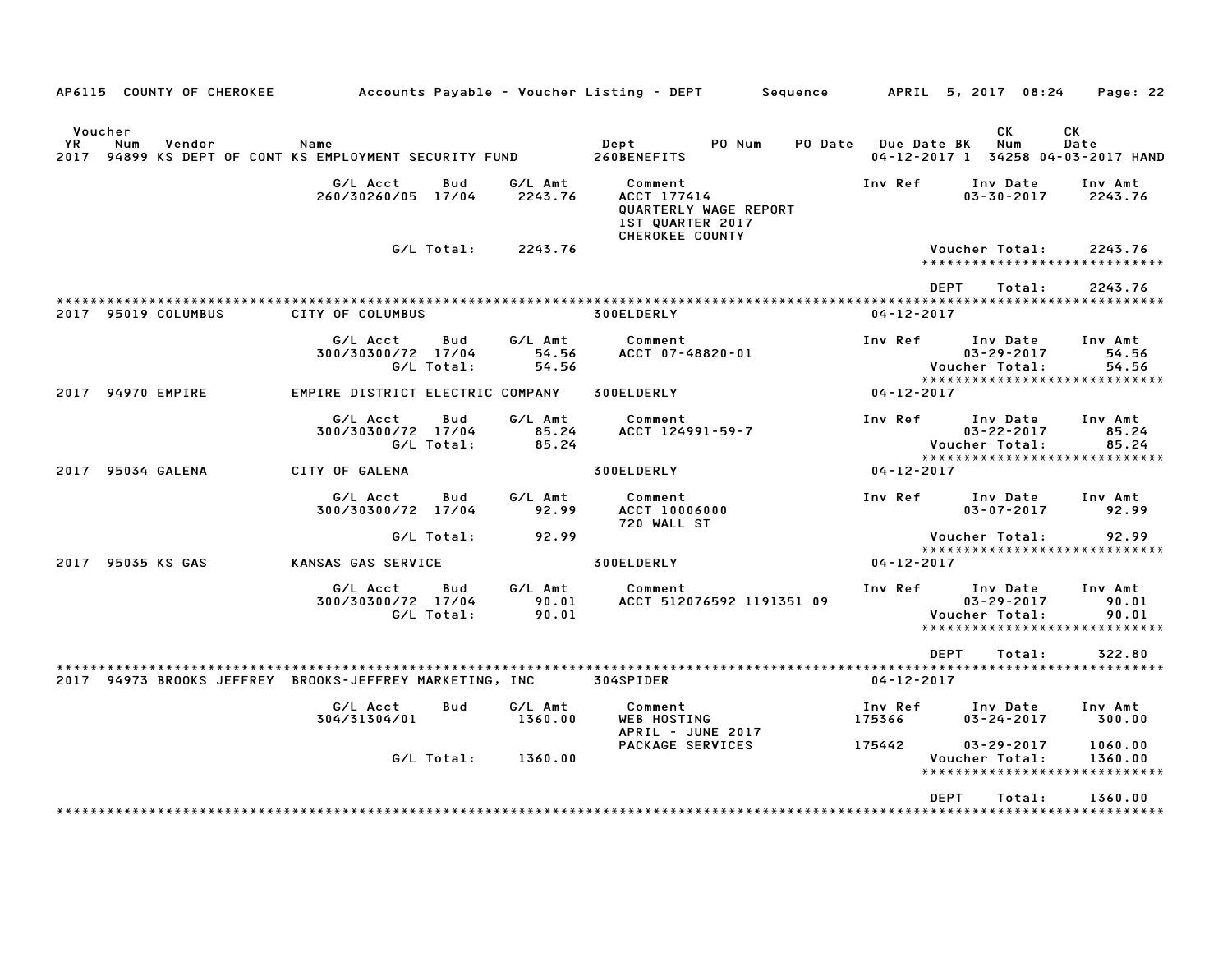AP6115 COUNTY OF CHEROKEE — Accounts Payable - Voucher Listing - DEPT — Sequence — APRIL 5, 2017 08:24

| Voucher YR | Num | Vendor | Name | Dept | PO Num | PO Date | Due Date | BK | CK Num | CK Date |
|---|---|---|---|---|---|---|---|---|---|---|
| 2017 | 94899 | KS DEPT OF CONT | KS EMPLOYMENT SECURITY FUND | 260BENEFITS | | | 04-12-2017 | 1 | 34258 | 04-03-2017 HAND |

| G/L Acct | Bud | G/L Amt | Comment | Inv Ref | Inv Date | Inv Amt |
|---|---|---|---|---|---|---|
| 260/30260/05 | 17/04 | 2243.76 | ACCT 177414 QUARTERLY WAGE REPORT 1ST QUARTER 2017 CHEROKEE COUNTY | | 03-30-2017 | 2243.76 |
| | G/L Total: | 2243.76 | | | Voucher Total: | 2243.76 |

DEPT Total: 2243.76

| Voucher YR | Num | Vendor | Name | Dept | Due Date |
|---|---|---|---|---|---|
| 2017 | 95019 | COLUMBUS | CITY OF COLUMBUS | 300ELDERLY | 04-12-2017 |

| G/L Acct | Bud | G/L Amt | Comment | Inv Ref | Inv Date | Inv Amt |
|---|---|---|---|---|---|---|
| 300/30300/72 | 17/04 | 54.56 | ACCT 07-48820-01 | | 03-29-2017 | 54.56 |
| | G/L Total: | 54.56 | | | Voucher Total: | 54.56 |

| Voucher YR | Num | Vendor | Name | Dept | Due Date |
|---|---|---|---|---|---|
| 2017 | 94970 | EMPIRE | EMPIRE DISTRICT ELECTRIC COMPANY | 300ELDERLY | 04-12-2017 |

| G/L Acct | Bud | G/L Amt | Comment | Inv Ref | Inv Date | Inv Amt |
|---|---|---|---|---|---|---|
| 300/30300/72 | 17/04 | 85.24 | ACCT 124991-59-7 | | 03-22-2017 | 85.24 |
| | G/L Total: | 85.24 | | | Voucher Total: | 85.24 |

| Voucher YR | Num | Vendor | Name | Dept | Due Date |
|---|---|---|---|---|---|
| 2017 | 95034 | GALENA | CITY OF GALENA | 300ELDERLY | 04-12-2017 |

| G/L Acct | Bud | G/L Amt | Comment | Inv Ref | Inv Date | Inv Amt |
|---|---|---|---|---|---|---|
| 300/30300/72 | 17/04 | 92.99 | ACCT 10006000 720 WALL ST | | 03-07-2017 | 92.99 |
| | G/L Total: | 92.99 | | | Voucher Total: | 92.99 |

| Voucher YR | Num | Vendor | Name | Dept | Due Date |
|---|---|---|---|---|---|
| 2017 | 95035 | KS GAS | KANSAS GAS SERVICE | 300ELDERLY | 04-12-2017 |

| G/L Acct | Bud | G/L Amt | Comment | Inv Ref | Inv Date | Inv Amt |
|---|---|---|---|---|---|---|
| 300/30300/72 | 17/04 | 90.01 | ACCT 512076592 1191351 09 | | 03-29-2017 | 90.01 |
| | G/L Total: | 90.01 | | | Voucher Total: | 90.01 |

DEPT Total: 322.80

| Voucher YR | Num | Vendor | Name | Dept | Due Date |
|---|---|---|---|---|---|
| 2017 | 94973 | BROOKS JEFFREY | BROOKS-JEFFREY MARKETING, INC | 304SPIDER | 04-12-2017 |

| G/L Acct | Bud | G/L Amt | Comment | Inv Ref | Inv Date | Inv Amt |
|---|---|---|---|---|---|---|
| 304/31304/01 | | 1360.00 | WEB HOSTING APRIL - JUNE 2017 | 175366 | 03-24-2017 | 300.00 |
| | | | PACKAGE SERVICES | 175442 | 03-29-2017 | 1060.00 |
| | G/L Total: | 1360.00 | | | Voucher Total: | 1360.00 |

DEPT Total: 1360.00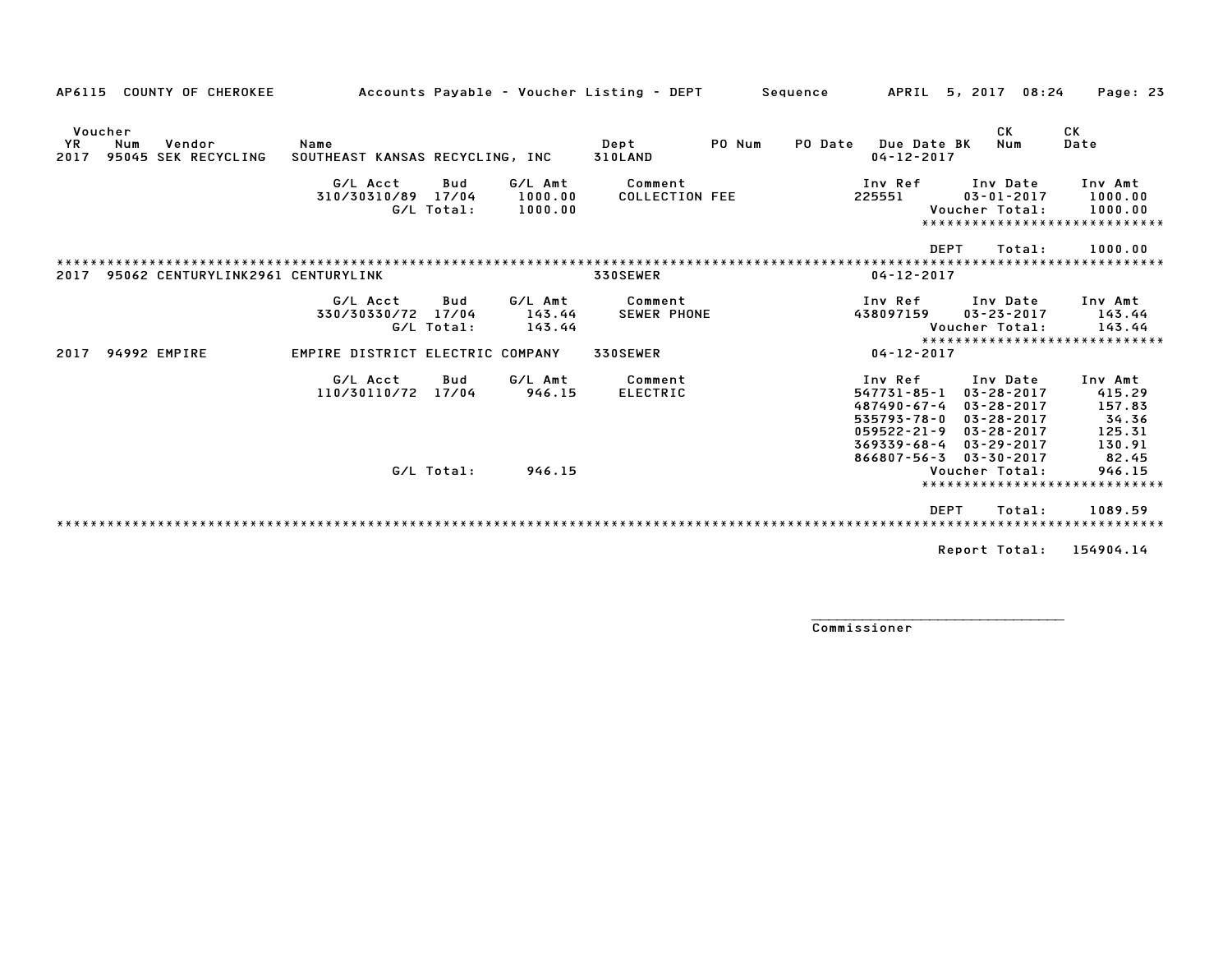AP6115 COUNTY OF CHEROKEE — Accounts Payable - Voucher Listing - DEPT — Sequence — APRIL 5, 2017 08:24

| Voucher YR | Num | Vendor | Name | Dept | PO Num | PO Date | Due Date BK | CK Num | CK Date |
|---|---|---|---|---|---|---|---|---|---|
| 2017 | 95045 | SEK RECYCLING | SOUTHEAST KANSAS RECYCLING, INC | 310LAND | | | 04-12-2017 | | |

| G/L Acct | Bud | G/L Amt | Comment | Inv Ref | Inv Date | Inv Amt |
|---|---|---|---|---|---|---|
| 310/30310/89 | 17/04 | 1000.00 | COLLECTION FEE | 225551 | 03-01-2017 | 1000.00 |
| | G/L Total: | 1000.00 | | | Voucher Total: | 1000.00 |

DEPT Total: 1000.00

| Voucher YR | Num | Vendor | Name | Dept | PO Num | PO Date | Due Date BK | CK Num | CK Date |
|---|---|---|---|---|---|---|---|---|---|
| 2017 | 95062 | CENTURYLINK2961 | CENTURYLINK | 330SEWER | | | 04-12-2017 | | |

| G/L Acct | Bud | G/L Amt | Comment | Inv Ref | Inv Date | Inv Amt |
|---|---|---|---|---|---|---|
| 330/30330/72 | 17/04 | 143.44 | SEWER PHONE | 438097159 | 03-23-2017 | 143.44 |
| | G/L Total: | 143.44 | | | Voucher Total: | 143.44 |

| Voucher YR | Num | Vendor | Name | Dept | PO Num | PO Date | Due Date BK | CK Num | CK Date |
|---|---|---|---|---|---|---|---|---|---|
| 2017 | 94992 | EMPIRE | EMPIRE DISTRICT ELECTRIC COMPANY | 330SEWER | | | 04-12-2017 | | |

| G/L Acct | Bud | G/L Amt | Comment | Inv Ref | Inv Date | Inv Amt |
|---|---|---|---|---|---|---|
| 110/30110/72 | 17/04 | 946.15 | ELECTRIC | 547731-85-1 | 03-28-2017 | 415.29 |
| | | | | 487490-67-4 | 03-28-2017 | 157.83 |
| | | | | 535793-78-0 | 03-28-2017 | 34.36 |
| | | | | 059522-21-9 | 03-28-2017 | 125.31 |
| | | | | 369339-68-4 | 03-29-2017 | 130.91 |
| | | | | 866807-56-3 | 03-30-2017 | 82.45 |
| | G/L Total: | 946.15 | | | Voucher Total: | 946.15 |

DEPT Total: 1089.59

Report Total: 154904.14

\_\_\_\_\_\_\_\_\_\_\_\_\_\_\_\_\_\_\_\_\_\_\_\_\_\_\_\_\_\_\_\_

Commissioner